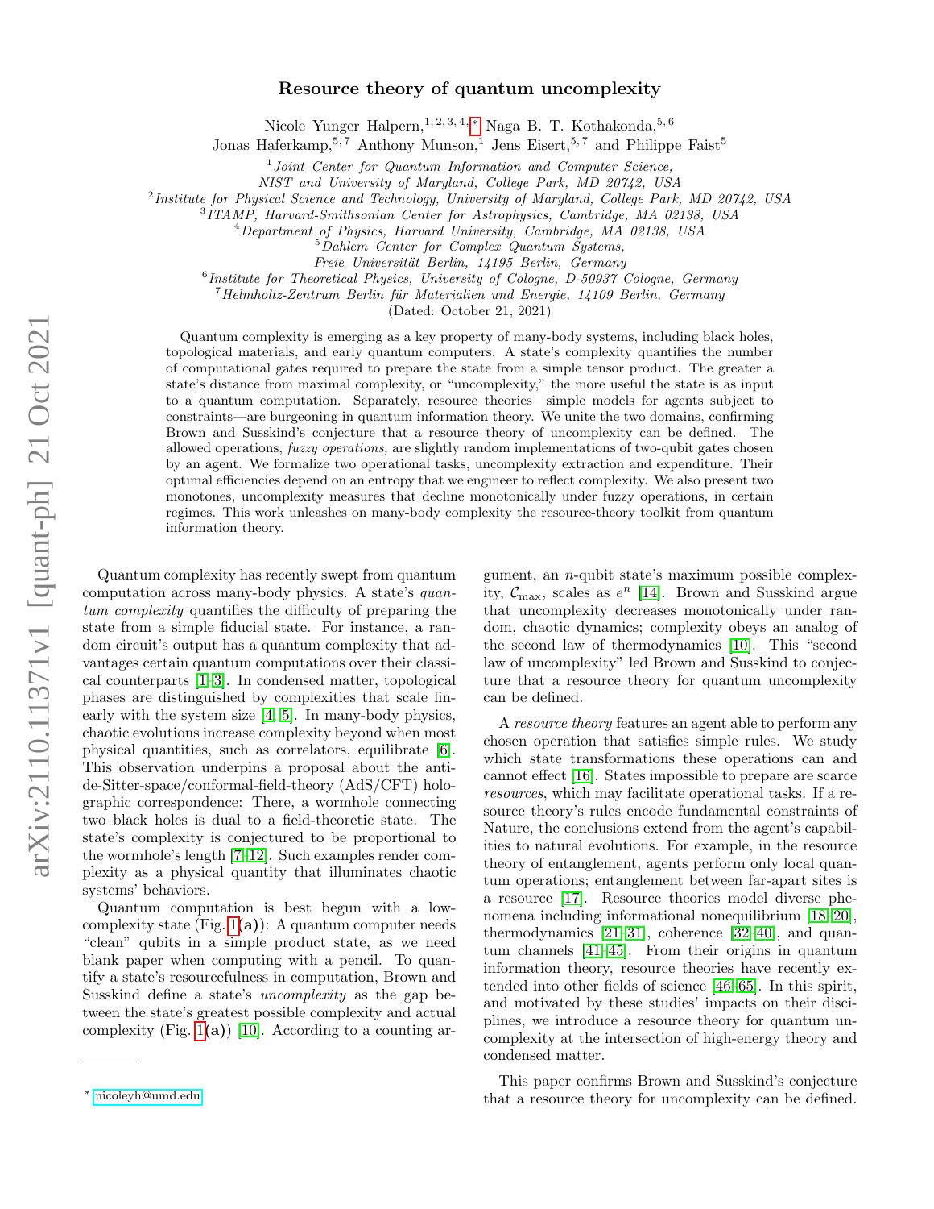# Resource theory of quantum uncomplexity

Nicole Yunger Halpern,[1,2,3,4,*] Naga B. T. Kothakonda,[5,6] Jonas Haferkamp,[5,7] Anthony Munson,[1] Jens Eisert,[5,7] and Philippe Faist[5]

[1] *Joint Center for Quantum Information and Computer Science, NIST and University of Maryland, College Park, MD 20742, USA*

[2] *Institute for Physical Science and Technology, University of Maryland, College Park, MD 20742, USA*

[3] *ITAMP, Harvard-Smithsonian Center for Astrophysics, Cambridge, MA 02138, USA*

[4] *Department of Physics, Harvard University, Cambridge, MA 02138, USA*

[5] *Dahlem Center for Complex Quantum Systems, Freie Universität Berlin, 14195 Berlin, Germany*

[6] *Institute for Theoretical Physics, University of Cologne, D-50937 Cologne, Germany*

[7] *Helmholtz-Zentrum Berlin für Materialien und Energie, 14109 Berlin, Germany*

(Dated: October 21, 2021)

Quantum complexity is emerging as a key property of many-body systems, including black holes, topological materials, and early quantum computers. A state's complexity quantifies the number of computational gates required to prepare the state from a simple tensor product. The greater a state's distance from maximal complexity, or "uncomplexity," the more useful the state is as input to a quantum computation. Separately, resource theories—simple models for agents subject to constraints—are burgeoning in quantum information theory. We unite the two domains, confirming Brown and Susskind's conjecture that a resource theory of uncomplexity can be defined. The allowed operations, *fuzzy operations,* are slightly random implementations of two-qubit gates chosen by an agent. We formalize two operational tasks, uncomplexity extraction and expenditure. Their optimal efficiencies depend on an entropy that we engineer to reflect complexity. We also present two monotones, uncomplexity measures that decline monotonically under fuzzy operations, in certain regimes. This work unleashes on many-body complexity the resource-theory toolkit from quantum information theory.

Quantum complexity has recently swept from quantum computation across many-body physics. A state's *quantum complexity* quantifies the difficulty of preparing the state from a simple fiducial state. For instance, a random circuit's output has a quantum complexity that advantages certain quantum computations over their classical counterparts [1–3]. In condensed matter, topological phases are distinguished by complexities that scale linearly with the system size [4, 5]. In many-body physics, chaotic evolutions increase complexity beyond when most physical quantities, such as correlators, equilibrate [6]. This observation underpins a proposal about the anti-de-Sitter-space/conformal-field-theory (AdS/CFT) holographic correspondence: There, a wormhole connecting two black holes is dual to a field-theoretic state. The state's complexity is conjectured to be proportional to the wormhole's length [7–12]. Such examples render complexity as a physical quantity that illuminates chaotic systems' behaviors.

Quantum computation is best begun with a low-complexity state (Fig. 1**(a)**): A quantum computer needs "clean" qubits in a simple product state, as we need blank paper when computing with a pencil. To quantify a state's resourcefulness in computation, Brown and Susskind define a state's *uncomplexity* as the gap between the state's greatest possible complexity and actual complexity (Fig. 1**(a)**) [10]. According to a counting argument, an $n$-qubit state's maximum possible complexity, $\mathcal{C}_{\max}$, scales as $e^n$ [14]. Brown and Susskind argue that uncomplexity decreases monotonically under random, chaotic dynamics; complexity obeys an analog of the second law of thermodynamics [10]. This "second law of uncomplexity" led Brown and Susskind to conjecture that a resource theory for quantum uncomplexity can be defined.

A *resource theory* features an agent able to perform any chosen operation that satisfies simple rules. We study which state transformations these operations can and cannot effect [16]. States impossible to prepare are scarce *resources*, which may facilitate operational tasks. If a resource theory's rules encode fundamental constraints of Nature, the conclusions extend from the agent's capabilities to natural evolutions. For example, in the resource theory of entanglement, agents perform only local quantum operations; entanglement between far-apart sites is a resource [17]. Resource theories model diverse phenomena including informational nonequilibrium [18–20], thermodynamics [21–31], coherence [32–40], and quantum channels [41–45]. From their origins in quantum information theory, resource theories have recently extended into other fields of science [46–65]. In this spirit, and motivated by these studies' impacts on their disciplines, we introduce a resource theory for quantum uncomplexity at the intersection of high-energy theory and condensed matter.

This paper confirms Brown and Susskind's conjecture that a resource theory for uncomplexity can be defined.

* nicoleyh@umd.edu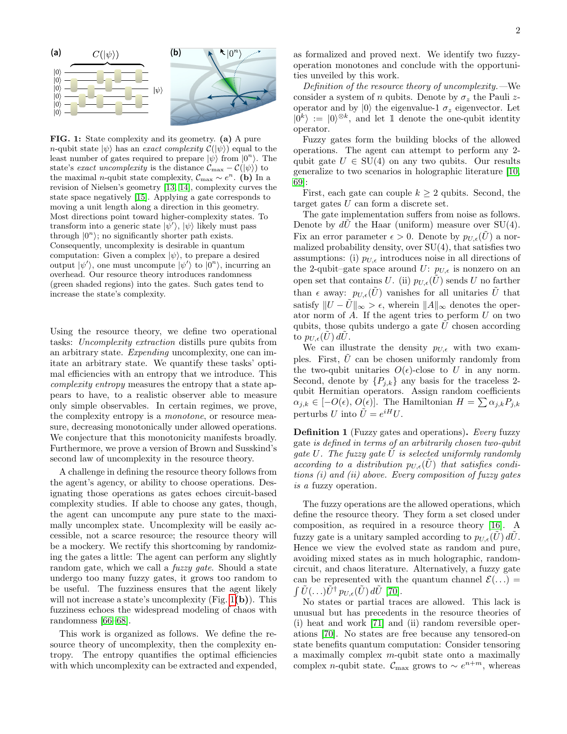FIG. 1: State complexity and its geometry. **(a)** A pure $n$-qubit state $|\psi\rangle$ has an *exact complexity* $\mathcal{C}(|\psi\rangle)$ equal to the least number of gates required to prepare $|\psi\rangle$ from $|0^n\rangle$. The state's *exact uncomplexity* is the distance $\mathcal{C}_{\max} - \mathcal{C}(|\psi\rangle)$ to the maximal $n$-qubit state complexity, $\mathcal{C}_{\max} \sim e^n$. **(b)** In a revision of Nielsen's geometry [13, 14], complexity curves the state space negatively [15]. Applying a gate corresponds to moving a unit length along a direction in this geometry. Most directions point toward higher-complexity states. To transform into a generic state $|\psi'\rangle$, $|\psi\rangle$ likely must pass through $|0^n\rangle$; no significantly shorter path exists. Consequently, uncomplexity is desirable in quantum computation: Given a complex $|\psi\rangle$, to prepare a desired output $|\psi'\rangle$, one must uncompute $|\psi'\rangle$ to $|0^n\rangle$, incurring an overhead. Our resource theory introduces randomness (green shaded regions) into the gates. Such gates tend to increase the state's complexity.

Using the resource theory, we define two operational tasks: *Uncomplexity extraction* distills pure qubits from an arbitrary state. *Expending* uncomplexity, one can imitate an arbitrary state. We quantify these tasks' optimal efficiencies with an entropy that we introduce. This *complexity entropy* measures the entropy that a state appears to have, to a realistic observer able to measure only simple observables. In certain regimes, we prove, the complexity entropy is a *monotone*, or resource measure, decreasing monotonically under allowed operations. We conjecture that this monotonicity manifests broadly. Furthermore, we prove a version of Brown and Susskind's second law of uncomplexity in the resource theory.

A challenge in defining the resource theory follows from the agent's agency, or ability to choose operations. Designating those operations as gates echoes circuit-based complexity studies. If able to choose any gates, though, the agent can uncompute any pure state to the maximally uncomplex state. Uncomplexity will be easily accessible, not a scarce resource; the resource theory will be a mockery. We rectify this shortcoming by randomizing the gates a little: The agent can perform any slightly random gate, which we call a *fuzzy gate*. Should a state undergo too many fuzzy gates, it grows too random to be useful. The fuzziness ensures that the agent likely will not increase a state's uncomplexity (Fig. 1(**b**)). This fuzziness echoes the widespread modeling of chaos with randomness [66–68].

This work is organized as follows. We define the resource theory of uncomplexity, then the complexity entropy. The entropy quantifies the optimal efficiencies with which uncomplexity can be extracted and expended, as formalized and proved next. We identify two fuzzy-operation monotones and conclude with the opportunities unveiled by this work.

*Definition of the resource theory of uncomplexity.*—We consider a system of $n$ qubits. Denote by $\sigma_z$ the Pauli $z$-operator and by $|0\rangle$ the eigenvalue-1 $\sigma_z$ eigenvector. Let $|0^k\rangle := |0\rangle^{\otimes k}$, and let $\mathbb{1}$ denote the one-qubit identity operator.

Fuzzy gates form the building blocks of the allowed operations. The agent can attempt to perform any 2-qubit gate $U \in \mathrm{SU}(4)$ on any two qubits. Our results generalize to two scenarios in holographic literature [10, 69]:

First, each gate can couple $k \geq 2$ qubits. Second, the target gates $U$ can form a discrete set.

The gate implementation suffers from noise as follows. Denote by $d\tilde{U}$ the Haar (uniform) measure over SU(4). Fix an error parameter $\epsilon > 0$. Denote by $p_{U,\epsilon}(\tilde{U})$ a normalized probability density, over SU(4), that satisfies two assumptions: (i) $p_{U,\epsilon}$ introduces noise in all directions of the 2-qubit–gate space around $U$: $p_{U,\epsilon}$ is nonzero on an open set that contains $U$. (ii) $p_{U,\epsilon}(\tilde{U})$ sends $U$ no farther than $\epsilon$ away: $p_{U,\epsilon}(\tilde{U})$ vanishes for all unitaries $\tilde{U}$ that satisfy $\|U - \tilde{U}\|_\infty > \epsilon$, wherein $\|A\|_\infty$ denotes the operator norm of $A$. If the agent tries to perform $U$ on two qubits, those qubits undergo a gate $\tilde{U}$ chosen according to $p_{U,\epsilon}(\tilde{U})\, d\tilde{U}$.

We can illustrate the density $p_{U,\epsilon}$ with two examples. First, $\tilde{U}$ can be chosen uniformly randomly from the two-qubit unitaries $O(\epsilon)$-close to $U$ in any norm. Second, denote by $\{P_{j,k}\}$ any basis for the traceless 2-qubit Hermitian operators. Assign random coefficients $\alpha_{j,k} \in [-O(\epsilon), O(\epsilon)]$. The Hamiltonian $H = \sum \alpha_{j,k} P_{j,k}$ perturbs $U$ into $\tilde{U} = e^{iH} U$.

**Definition 1** (Fuzzy gates and operations)**.** *Every* fuzzy gate *is defined in terms of an arbitrarily chosen two-qubit gate $U$. The fuzzy gate $\tilde{U}$ is selected uniformly randomly according to a distribution $p_{U,\epsilon}(\tilde{U})$ that satisfies conditions (i) and (ii) above. Every composition of fuzzy gates is a* fuzzy operation.

The fuzzy operations are the allowed operations, which define the resource theory. They form a set closed under composition, as required in a resource theory [16]. A fuzzy gate is a unitary sampled according to $p_{U,\epsilon}(\tilde{U})\, d\tilde{U}$. Hence we view the evolved state as random and pure, avoiding mixed states as in much holographic, random-circuit, and chaos literature. Alternatively, a fuzzy gate can be represented with the quantum channel $\mathcal{E}(\ldots) = \int \tilde{U}(\ldots)\tilde{U}^\dagger\, p_{U,\epsilon}(\tilde{U})\, d\tilde{U}$ [70].

No states or partial traces are allowed. This lack is unusual but has precedents in the resource theories of (i) heat and work [71] and (ii) random reversible operations [70]. No states are free because any tensored-on state benefits quantum computation: Consider tensoring a maximally complex $m$-qubit state onto a maximally complex $n$-qubit state. $\mathcal{C}_{\max}$ grows to $\sim e^{n+m}$, whereas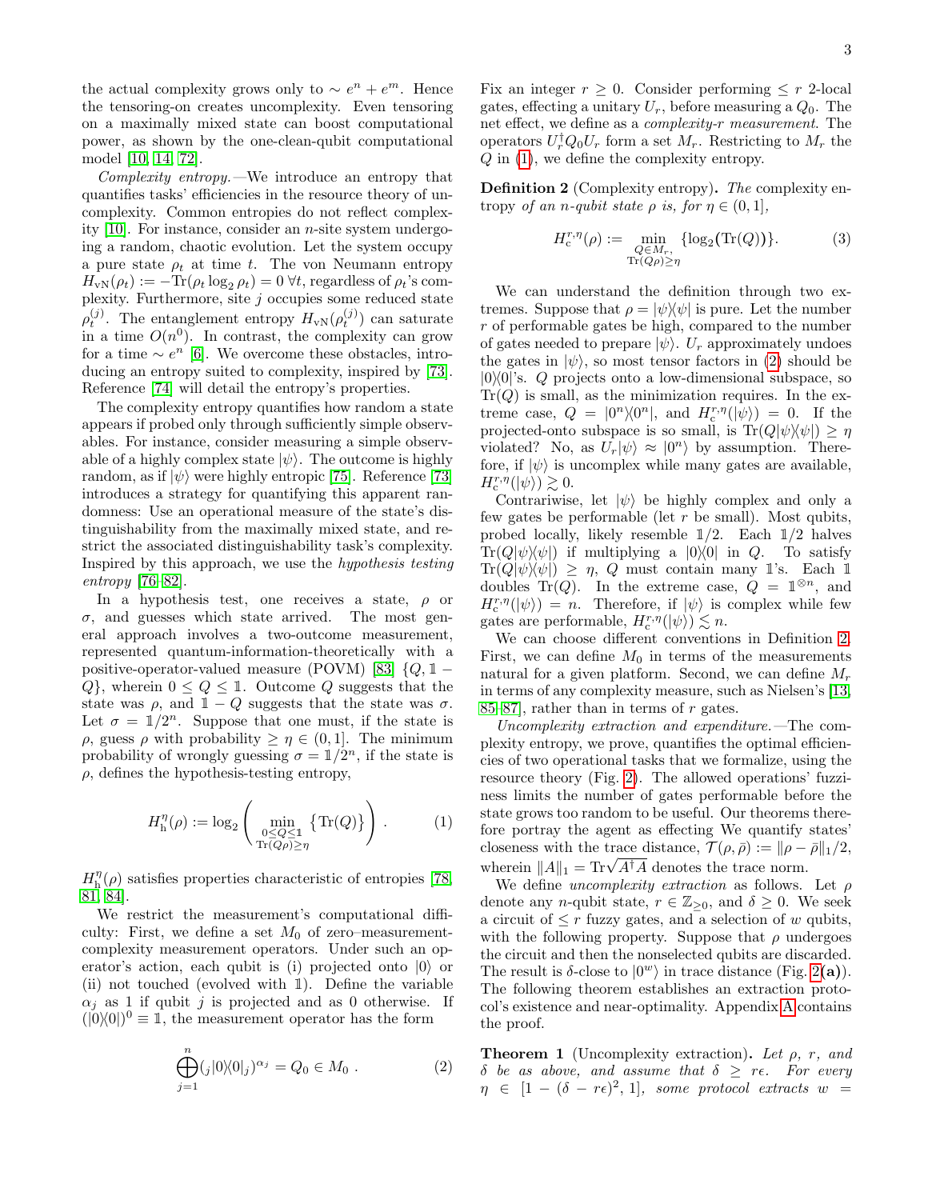the actual complexity grows only to $\sim e^n + e^m$. Hence the tensoring-on creates uncomplexity. Even tensoring on a maximally mixed state can boost computational power, as shown by the one-clean-qubit computational model [10, 14, 72].

*Complexity entropy.*—We introduce an entropy that quantifies tasks' efficiencies in the resource theory of uncomplexity. Common entropies do not reflect complexity [10]. For instance, consider an $n$-site system undergoing a random, chaotic evolution. Let the system occupy a pure state $\rho_t$ at time $t$. The von Neumann entropy $H_{\rm vN}(\rho_t) := -{\rm Tr}(\rho_t \log_2 \rho_t) = 0 \; \forall t$, regardless of $\rho_t$'s complexity. Furthermore, site $j$ occupies some reduced state $\rho_t^{(j)}$. The entanglement entropy $H_{\rm vN}(\rho_t^{(j)})$ can saturate in a time $O(n^0)$. In contrast, the complexity can grow for a time $\sim e^n$ [6]. We overcome these obstacles, introducing an entropy suited to complexity, inspired by [73]. Reference [74] will detail the entropy's properties.

The complexity entropy quantifies how random a state appears if probed only through sufficiently simple observables. For instance, consider measuring a simple observable of a highly complex state $|\psi\rangle$. The outcome is highly random, as if $|\psi\rangle$ were highly entropic [75]. Reference [73] introduces a strategy for quantifying this apparent randomness: Use an operational measure of the state's distinguishability from the maximally mixed state, and restrict the associated distinguishability task's complexity. Inspired by this approach, we use the *hypothesis testing entropy* [76–82].

In a hypothesis test, one receives a state, $\rho$ or $\sigma$, and guesses which state arrived. The most general approach involves a two-outcome measurement, represented quantum-information-theoretically with a positive-operator-valued measure (POVM) [83] $\{Q, \mathbb{1} - Q\}$, wherein $0 \leq Q \leq \mathbb{1}$. Outcome $Q$ suggests that the state was $\rho$, and $\mathbb{1} - Q$ suggests that the state was $\sigma$. Let $\sigma = \mathbb{1}/2^n$. Suppose that if the state is $\rho$, guess $\rho$ with probability $\geq \eta \in (0, 1]$. The minimum probability of wrongly guessing $\sigma = \mathbb{1}/2^n$, if the state is $\rho$, defines the hypothesis-testing entropy,

$$H_{\rm h}^{\eta}(\rho) := \log_2 \left( \min_{\substack{0 \leq Q \leq 1 \\ {\rm Tr}(Q\rho) \geq \eta}} \left\{ {\rm Tr}(Q) \right\} \right) . \tag{1}$$

$H_{\rm h}^{\eta}(\rho)$ satisfies properties characteristic of entropies [78, 81, 84].

We restrict the measurement's computational difficulty: First, we define a set $M_0$ of zero–measurement-complexity measurement operators. Under such an operator's action, each qubit is (i) projected onto $|0\rangle$ or (ii) not touched (evolved with $\mathbb{1}$). Define the variable $\alpha_j$ as 1 if qubit $j$ is projected and as 0 otherwise. If $(|0\rangle\!\langle 0|)^0 \equiv \mathbb{1}$, the measurement operator has the form

$$\bigoplus_{j=1}^{n} ({}_j|0\rangle\!\langle 0|_j)^{\alpha_j} = Q_0 \in M_0 \, . \tag{2}$$

Fix an integer $r \geq 0$. Consider performing $\leq r$ 2-local gates, effecting a unitary $U_r$, before measuring a $Q_0$. The net effect, we define as a *complexity-$r$ measurement.* The operators $U_r^\dagger Q_0 U_r$ form a set $M_r$. Restricting to $M_r$ the $Q$ in (1), we define the complexity entropy.

**Definition 2** (Complexity entropy)**.** *The* complexity entropy *of an $n$-qubit state $\rho$ is, for $\eta \in (0, 1]$,*

$$H_{\rm c}^{r,\eta}(\rho) := \min_{\substack{Q \in M_r, \\ {\rm Tr}(Q\rho) \geq \eta}} \{ \log_2({\rm Tr}(Q)) \}. \tag{3}$$

We can understand the definition through two extremes. Suppose that $\rho = |\psi\rangle\!\langle\psi|$ is pure. Let the number $r$ of performable gates be high, compared to the number of gates needed to prepare $|\psi\rangle$. $U_r$ approximately undoes the gates in $|\psi\rangle$, so most tensor factors in (2) should be $|0\rangle\!\langle 0|$'s. $Q$ projects onto a low-dimensional subspace, so ${\rm Tr}(Q)$ is small, as the minimization requires. In the extreme case, $Q = |0^n\rangle\!\langle 0^n|$, and $H_{\rm c}^{r,\eta}(|\psi\rangle) = 0$. If the projected-onto subspace is so small, is ${\rm Tr}(Q|\psi\rangle\!\langle\psi|) \geq \eta$ violated? No, as $U_r|\psi\rangle \approx |0^n\rangle$ by assumption. Therefore, if $|\psi\rangle$ is uncomplex while many gates are available, $H_{\rm c}^{r,\eta}(|\psi\rangle) \gtrsim 0$.

Contrariwise, let $|\psi\rangle$ be highly complex and only a few gates be performable (let $r$ be small). Most qubits, probed locally, likely resemble $\mathbb{1}/2$. Each $\mathbb{1}/2$ halves ${\rm Tr}(Q|\psi\rangle\!\langle\psi|)$ if multiplying a $|0\rangle\!\langle 0|$ in $Q$. To satisfy ${\rm Tr}(Q|\psi\rangle\!\langle\psi|) \geq \eta$, $Q$ must contain many $\mathbb{1}$'s. Each $\mathbb{1}$ doubles ${\rm Tr}(Q)$. In the extreme case, $Q = \mathbb{1}^{\otimes n}$, and $H_{\rm c}^{r,\eta}(|\psi\rangle) = n$. Therefore, if $|\psi\rangle$ is complex while few gates are performable, $H_{\rm c}^{r,\eta}(|\psi\rangle) \lesssim n$.

We can choose different conventions in Definition 2. First, we can define $M_0$ in terms of the measurements natural for a given platform. Second, we can define $M_r$ in terms of any complexity measure, such as Nielsen's [13, 85–87], rather than in terms of $r$ gates.

*Uncomplexity extraction and expenditure.*—The complexity entropy, we prove, quantifies the optimal efficiencies of two operational tasks that we formalize, using the resource theory (Fig. 2). The allowed operations' fuzziness limits the number of gates performable before the state grows too random to be useful. Our theorems therefore portray the agent as effecting We quantify states' closeness with the trace distance, $\mathcal{T}(\rho, \bar{\rho}) := \|\rho - \bar{\rho}\|_1/2$, wherein $\|A\|_1 = {\rm Tr}\sqrt{A^\dagger A}$ denotes the trace norm.

We define *uncomplexity extraction* as follows. Let $\rho$ denote any $n$-qubit state, $r \in \mathbb{Z}_{\geq 0}$, and $\delta \geq 0$. We seek a circuit of $\leq r$ fuzzy gates, and a selection of $w$ qubits, with the following property. Suppose that $\rho$ undergoes the circuit and then the nonselected qubits are discarded. The result is $\delta$-close to $|0^w\rangle$ in trace distance (Fig. 2**(a)**). The following theorem establishes an extraction protocol's existence and near-optimality. Appendix A contains the proof.

**Theorem 1** (Uncomplexity extraction)**.** *Let $\rho$, $r$, and $\delta$ be as above, and assume that $\delta \geq r\epsilon$. For every $\eta \in [1 - (\delta - r\epsilon)^2, 1]$, some protocol extracts $w$ =*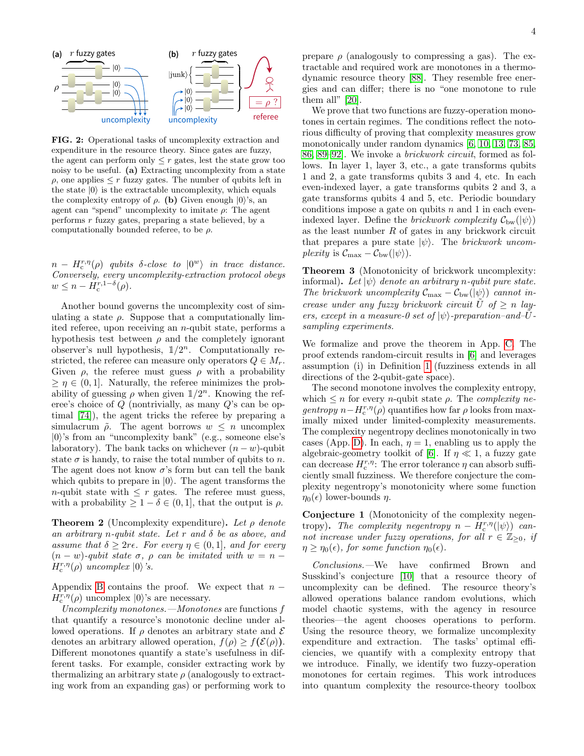**FIG. 2:** Operational tasks of uncomplexity extraction and expenditure in the resource theory. Since gates are fuzzy, the agent can perform only $\leq r$ gates, lest the state grow too noisy to be useful. **(a)** Extracting uncomplexity from a state $\rho$, one applies $\leq r$ fuzzy gates. The number of qubits left in the state $|0\rangle$ is the extractable uncomplexity, which equals the complexity entropy of $\rho$. **(b)** Given enough $|0\rangle$'s, an agent can "spend" uncomplexity to imitate $\rho$: The agent performs $r$ fuzzy gates, preparing a state believed, by a computationally bounded referee, to be $\rho$.

*$n - H_{\rm c}^{r,\eta}(\rho)$ qubits $\delta$-close to $|0^w\rangle$ in trace distance. Conversely, every uncomplexity-extraction protocol obeys $w \leq n - H_{\rm c}^{r,1-\delta}(\rho)$.*

Another bound governs the uncomplexity cost of simulating a state $\rho$. Suppose that a computationally limited referee, upon receiving an $n$-qubit state, performs a hypothesis test between $\rho$ and the completely ignorant observer's null hypothesis, $\mathbb{1}/2^n$. Computationally restricted, the referee can measure only operators $Q \in M_r$. Given $\rho$, the referee must guess $\rho$ with a probability $\geq \eta \in (0, 1]$. Naturally, the referee minimizes the probability of guessing $\rho$ when given $\mathbb{1}/2^n$. Knowing the referee's choice of $Q$ (nontrivially, as many $Q$'s can be optimal [74]), the agent tricks the referee by preparing a simulacrum $\tilde{\rho}$. The agent borrows $w \leq n$ uncomplex $|0\rangle$'s from an "uncomplexity bank" (e.g., someone else's laboratory). The bank tacks on whichever $(n-w)$-qubit state $\sigma$ is handy, to raise the total number of qubits to $n$. The agent does not know $\sigma$'s form but can tell the bank which qubits to prepare in $|0\rangle$. The agent transforms the $n$-qubit state with $\leq r$ gates. The referee must guess, with a probability $\geq 1 - \delta \in (0, 1]$, that the output is $\rho$.

**Theorem 2** (Uncomplexity expenditure)**.** *Let $\rho$ denote an arbitrary $n$-qubit state. Let $r$ and $\delta$ be as above, and assume that $\delta \geq 2r\epsilon$. For every $\eta \in (0, 1]$, and for every $(n-w)$-qubit state $\sigma$, $\rho$ can be imitated with $w = n - H_{\rm c}^{r,\eta}(\rho)$ uncomplex $|0\rangle$'s.*

Appendix B contains the proof. We expect that $n - H_{\rm c}^{r,\eta}(\rho)$ uncomplex $|0\rangle$'s are necessary.

*Uncomplexity monotones.*—*Monotones* are functions $f$ that quantify a resource's monotonic decline under allowed operations. If $\rho$ denotes an arbitrary state and $\mathcal{E}$ denotes an arbitrary allowed operation, $f(\rho) \geq f(\mathcal{E}(\rho))$. Different monotones quantify a state's usefulness in different tasks. For example, consider extracting work by thermalizing an arbitrary state $\rho$ (analogously to extracting work from an expanding gas) or performing work to prepare $\rho$ (analogously to compressing a gas). The extractable and required work are monotones in a thermodynamic resource theory [88]. They resemble free energies and can differ; there is no "one monotone to rule them all" [20].

We prove that two functions are fuzzy-operation monotones in certain regimes. The conditions reflect the notorious difficulty of proving that complexity measures grow monotonically under random dynamics [6, 10, 13, 73, 85, 86, 89–92]. We invoke a *brickwork circuit*, formed as follows. In layer 1, layer 3, etc., a gate transforms qubits 1 and 2, a gate transforms qubits 3 and 4, etc. In each even-indexed layer, a gate transforms qubits 2 and 3, a gate transforms qubits 4 and 5, etc. Periodic boundary conditions impose a gate on qubits $n$ and 1 in each even-indexed layer. Define the *brickwork complexity* $\mathcal{C}_{\rm bw}(|\psi\rangle)$ as the least number $R$ of gates in any brickwork circuit that prepares a pure state $|\psi\rangle$. The *brickwork uncomplexity* is $\mathcal{C}_{\rm max} - \mathcal{C}_{\rm bw}(|\psi\rangle)$.

**Theorem 3** (Monotonicity of brickwork uncomplexity: informal)**.** *Let $|\psi\rangle$ denote an arbitrary $n$-qubit pure state. The brickwork uncomplexity $\mathcal{C}_{\rm max} - \mathcal{C}_{\rm bw}(|\psi\rangle)$ cannot increase under any fuzzy brickwork circuit $\tilde{U}$ of $\geq n$ layers, except in a measure-0 set of $|\psi\rangle$-preparation–and–$\tilde{U}$-sampling experiments.*

We formalize and prove the theorem in App. C. The proof extends random-circuit results in [6] and leverages assumption (i) in Definition 1 (fuzziness extends in all directions of the 2-qubit-gate space).

The second monotone involves the complexity entropy, which $\leq n$ for every $n$-qubit state $\rho$. The *complexity negentropy* $n - H_{\rm c}^{r,\eta}(\rho)$ quantifies how far $\rho$ looks from maximally mixed under limited-complexity measurements. The complexity negentropy declines monotonically in two cases (App. D). In each, $\eta = 1$, enabling us to apply the algebraic-geometry toolkit of [6]. If $\eta \ll 1$, a fuzzy gate can decrease $H_{\rm c}^{r,\eta}$: The error tolerance $\eta$ can absorb sufficiently small fuzziness. We therefore conjecture the complexity negentropy's monotonicity where some function $\eta_0(\epsilon)$ lower-bounds $\eta$.

**Conjecture 1** (Monotonicity of the complexity negentropy)**.** *The complexity negentropy $n - H_{\rm c}^{r,\eta}(|\psi\rangle)$ cannot increase under fuzzy operations, for all $r \in \mathbb{Z}_{\geq 0}$, if $\eta \geq \eta_0(\epsilon)$, for some function $\eta_0(\epsilon)$.*

*Conclusions.*—We have confirmed Brown and Susskind's conjecture [10] that a resource theory of uncomplexity can be defined. The resource theory's allowed operations balance random evolutions, which model chaotic systems, with the agency in resource theories—the agent chooses operations to perform. Using the resource theory, we formalize uncomplexity expenditure and extraction. The tasks' optimal efficiencies, we quantify with a complexity entropy that we introduce. Finally, we identify two fuzzy-operation monotones for certain regimes. This work introduces into quantum complexity the resource-theory toolbox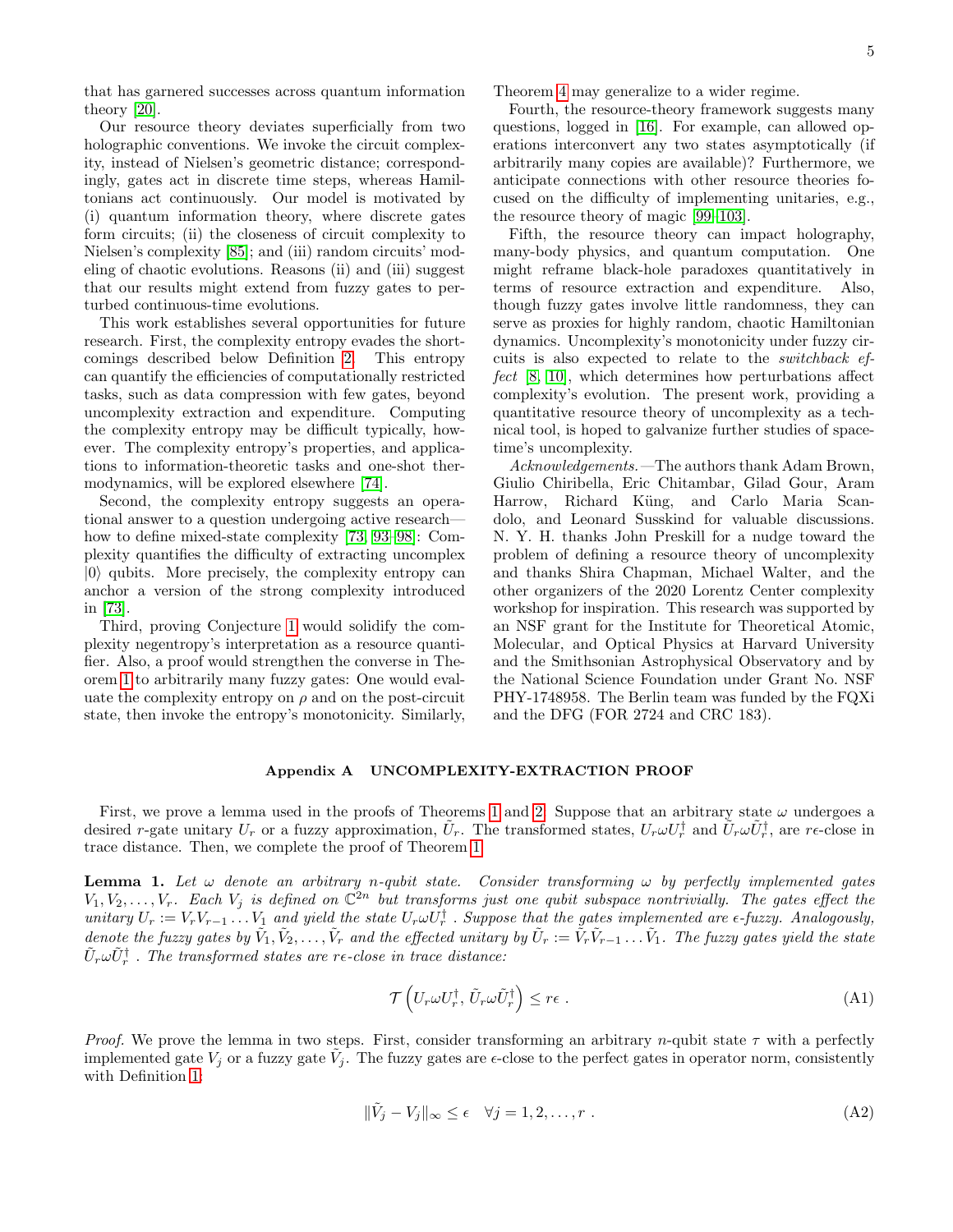that has garnered successes across quantum information theory [20].

Our resource theory deviates superficially from two holographic conventions. We invoke the circuit complexity, instead of Nielsen's geometric distance; correspondingly, gates act in discrete time steps, whereas Hamiltonians act continuously. Our model is motivated by (i) quantum information theory, where discrete gates form circuits; (ii) the closeness of circuit complexity to Nielsen's complexity [85]; and (iii) random circuits' modeling of chaotic evolutions. Reasons (ii) and (iii) suggest that our results might extend from fuzzy gates to perturbed continuous-time evolutions.

This work establishes several opportunities for future research. First, the complexity entropy evades the shortcomings described below Definition 2. This entropy can quantify the efficiencies of computationally restricted tasks, such as data compression with few gates, beyond uncomplexity extraction and expenditure. Computing the complexity entropy may be difficult typically, however. The complexity entropy's properties, and applications to information-theoretic tasks and one-shot thermodynamics, will be explored elsewhere [74].

Second, the complexity entropy suggests an operational answer to a question undergoing active research—how to define mixed-state complexity [73, 93–98]: Complexity quantifies the difficulty of extracting uncomplex $|0\rangle$ qubits. More precisely, the complexity entropy can anchor a version of the strong complexity introduced in [73].

Third, proving Conjecture 1 would solidify the complexity negentropy's interpretation as a resource quantifier. Also, a proof would strengthen the converse in Theorem 1 to arbitrarily many fuzzy gates: One would evaluate the complexity entropy on $\rho$ and on the post-circuit state, then invoke the entropy's monotonicity. Similarly, Theorem 4 may generalize to a wider regime.

Fourth, the resource-theory framework suggests many questions, logged in [16]. For example, can allowed operations interconvert any two states asymptotically (if arbitrarily many copies are available)? Furthermore, we anticipate connections with other resource theories focused on the difficulty of implementing unitaries, e.g., the resource theory of magic [99–103].

Fifth, the resource theory can impact holography, many-body physics, and quantum computation. One might reframe black-hole paradoxes quantitatively in terms of resource extraction and expenditure. Also, though fuzzy gates involve little randomness, they can serve as proxies for highly random, chaotic Hamiltonian dynamics. Uncomplexity's monotonicity under fuzzy circuits is also expected to relate to the *switchback effect* [8, 10], which determines how perturbations affect complexity's evolution. The present work, providing a quantitative resource theory of uncomplexity as a technical tool, is hoped to galvanize further studies of spacetime's uncomplexity.

*Acknowledgements.*—The authors thank Adam Brown, Giulio Chiribella, Eric Chitambar, Gilad Gour, Aram Harrow, Richard Küng, and Carlo Maria Scandolo, and Leonard Susskind for valuable discussions. N. Y. H. thanks John Preskill for a nudge toward the problem of defining a resource theory of uncomplexity and thanks Shira Chapman, Michael Walter, and the other organizers of the 2020 Lorentz Center complexity workshop for inspiration. This research was supported by an NSF grant for the Institute for Theoretical Atomic, Molecular, and Optical Physics at Harvard University and the Smithsonian Astrophysical Observatory and by the National Science Foundation under Grant No. NSF PHY-1748958. The Berlin team was funded by the FQXi and the DFG (FOR 2724 and CRC 183).

## Appendix A UNCOMPLEXITY-EXTRACTION PROOF

First, we prove a lemma used in the proofs of Theorems 1 and 2. Suppose that an arbitrary state $\omega$ undergoes a desired $r$-gate unitary $U_r$ or a fuzzy approximation, $\tilde{U}_r$. The transformed states, $U_r \omega U_r^\dagger$ and $\tilde{U}_r \omega \tilde{U}_r^\dagger$, are $r\epsilon$-close in trace distance. Then, we complete the proof of Theorem 1.

**Lemma 1.** *Let $\omega$ denote an arbitrary $n$-qubit state. Consider transforming $\omega$ by perfectly implemented gates $V_1, V_2, \ldots, V_r$. Each $V_j$ is defined on $\mathbb{C}^{2n}$ but transforms just one qubit subspace nontrivially. The gates effect the unitary $U_r := V_r V_{r-1} \ldots V_1$ and yield the state $U_r \omega U_r^\dagger$ . Suppose that the gates implemented are $\epsilon$-fuzzy. Analogously, denote the fuzzy gates by $\tilde{V}_1, \tilde{V}_2, \ldots, \tilde{V}_r$ and the effected unitary by $\tilde{U}_r := \tilde{V}_r \tilde{V}_{r-1} \ldots \tilde{V}_1$. The fuzzy gates yield the state $\tilde{U}_r \omega \tilde{U}_r^\dagger$ . The transformed states are $r\epsilon$-close in trace distance:*

$$\mathcal{T}\left(U_r \omega U_r^\dagger, \, \tilde{U}_r \omega \tilde{U}_r^\dagger\right) \leq r\epsilon \ . \tag{A1}$$

*Proof.* We prove the lemma in two steps. First, consider transforming an arbitrary $n$-qubit state $\tau$ with a perfectly implemented gate $V_j$ or a fuzzy gate $\tilde{V}_j$. The fuzzy gates are $\epsilon$-close to the perfect gates in operator norm, consistently with Definition 1:

$$\|\tilde{V}_j - V_j\|_\infty \leq \epsilon \quad \forall j = 1, 2, \ldots, r \ . \tag{A2}$$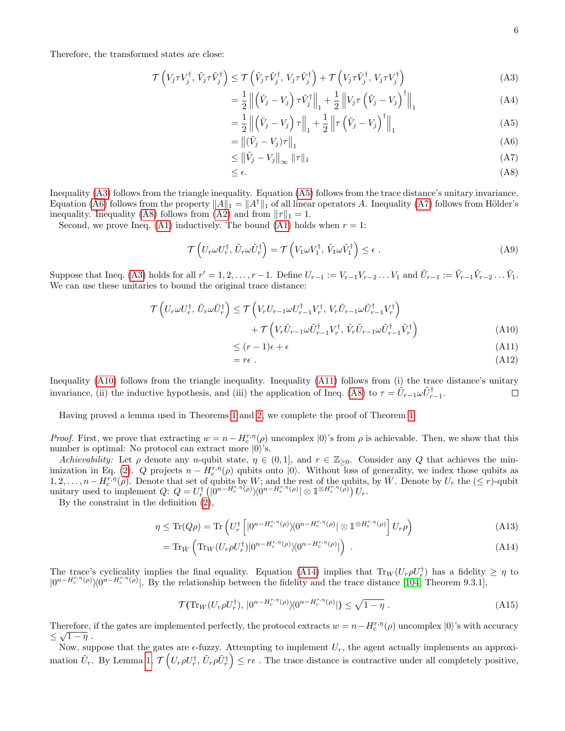Therefore, the transformed states are close:

$$
\begin{aligned}
\mathcal{T}\left(V_j \tau V_j^\dagger,\, \tilde{V}_j \tau \tilde{V}_j^\dagger\right) &\leq \mathcal{T}\left(\tilde{V}_j \tau \tilde{V}_j^\dagger,\, V_j \tau \tilde{V}_j^\dagger\right) + \mathcal{T}\left(V_j \tau \tilde{V}_j^\dagger,\, V_j \tau V_j^\dagger\right) && \text{(A3)}\\
&= \frac{1}{2}\left\|\left(\tilde{V}_j - V_j\right)\tau \tilde{V}_j^\dagger\right\|_1 + \frac{1}{2}\left\|V_j \tau \left(\tilde{V}_j - V_j\right)^\dagger\right\|_1 && \text{(A4)}\\
&= \frac{1}{2}\left\|\left(\tilde{V}_j - V_j\right)\tau\right\|_1 + \frac{1}{2}\left\|\tau \left(\tilde{V}_j - V_j\right)^\dagger\right\|_1 && \text{(A5)}\\
&= \left\|(\tilde{V}_j - V_j)\tau\right\|_1 && \text{(A6)}\\
&\leq \left\|\tilde{V}_j - V_j\right\|_\infty \|\tau\|_1 && \text{(A7)}\\
&\leq \epsilon. && \text{(A8)}
\end{aligned}
$$

Inequality (A3) follows from the triangle inequality. Equation (A5) follows from the trace distance's unitary invariance. Equation (A6) follows from the property $\|A\|_1 = \|A^\dagger\|_1$ of all linear operators $A$. Inequality (A7) follows from Hölder's inequality. Inequality (A8) follows from (A2) and from $\|\tau\|_1 = 1$.

Second, we prove Ineq. (A1) inductively. The bound (A1) holds when $r = 1$:

$$
\mathcal{T}\left(U_r \omega U_r^\dagger,\, \tilde{U}_r \omega \tilde{U}_r^\dagger\right) = \mathcal{T}\left(V_1 \omega V_1^\dagger,\, \tilde{V}_1 \omega \tilde{V}_1^\dagger\right) \leq \epsilon\ . \qquad \text{(A9)}
$$

Suppose that Ineq. (A3) holds for all $r' = 1, 2, \ldots, r-1$. Define $U_{r-1} := V_{r-1}V_{r-2}\ldots V_1$ and $\tilde{U}_{r-1} := \tilde{V}_{r-1}\tilde{V}_{r-2}\ldots\tilde{V}_1$. We can use these unitaries to bound the original trace distance:

$$
\begin{aligned}
\mathcal{T}\left(U_r \omega U_r^\dagger,\, \tilde{U}_r \omega \tilde{U}_r^\dagger\right) &\leq \mathcal{T}\left(V_r U_{r-1} \omega U_{r-1}^\dagger V_r^\dagger,\, V_r \tilde{U}_{r-1} \omega \tilde{U}_{r-1}^\dagger V_r^\dagger\right)\\
&\quad + \mathcal{T}\left(V_r \tilde{U}_{r-1} \omega \tilde{U}_{r-1}^\dagger V_r^\dagger,\, \tilde{V}_r \tilde{U}_{r-1} \omega \tilde{U}_{r-1}^\dagger \tilde{V}_r^\dagger\right) && \text{(A10)}\\
&\leq (r-1)\epsilon + \epsilon && \text{(A11)}\\
&= r\epsilon\ . && \text{(A12)}
\end{aligned}
$$

Inequality (A10) follows from the triangle inequality. Inequality (A11) follows from (i) the trace distance's unitary invariance, (ii) the inductive hypothesis, and (iii) the application of Ineq. (A8) to $\tau = \tilde{U}_{r-1}\omega\tilde{U}_{r-1}^\dagger$. ◻

Having proved a lemma used in Theorems 1 and 2, we complete the proof of Theorem 1.

*Proof.* First, we prove that extracting $w = n - H_c^{r,\eta}(\rho)$ uncomplex $|0\rangle$'s from $\rho$ is achievable. Then, we show that this number is optimal: No protocol can extract more $|0\rangle$'s.

*Achievability:* Let $\rho$ denote any $n$-qubit state, $\eta \in (0,1]$, and $r \in \mathbb{Z}_{\geq 0}$. Consider any $Q$ that achieves the minimization in Eq. (2). $Q$ projects $n - H_c^{r,\eta}(\rho)$ qubits onto $|0\rangle$. Without loss of generality, we index those qubits as $1, 2, \ldots, n - H_c^{r,\eta}(\rho)$. Denote that set of qubits by $W$; and the rest of the qubits, by $\bar{W}$. Denote by $U_r$ the ($\leq r$)-qubit unitary used to implement $Q$: $Q = U_r^\dagger \left(|0^{n-H_c^{r,\eta}(\rho)}\rangle\langle 0^{n-H_c^{r,\eta}(\rho)}| \otimes \mathbb{1}^{\otimes H_c^{r,\eta}(\rho)}\right) U_r$.

By the constraint in the definition (2),

$$
\begin{aligned}
\eta \leq \mathrm{Tr}(Q\rho) &= \mathrm{Tr}\left(U_r^\dagger \left[|0^{n-H_c^{r,\eta}(\rho)}\rangle\langle 0^{n-H_c^{r,\eta}(\rho)}| \otimes \mathbb{1}^{\otimes H_c^{r,\eta}(\rho)}\right] U_r \rho\right) && \text{(A13)}\\
&= \mathrm{Tr}_{\bar{W}}\left(\mathrm{Tr}_W(U_r \rho U_r^\dagger)|0^{n-H_c^{r,\eta}(\rho)}\rangle\langle 0^{n-H_c^{r,\eta}(\rho)}|\right)\ . && \text{(A14)}
\end{aligned}
$$

The trace's cyclicality implies the final equality. Equation (A14) implies that $\mathrm{Tr}_W(U_r\rho U_r^\dagger)$ has a fidelity $\geq \eta$ to $|0^{n-H_c^{r,\eta}(\rho)}\rangle\langle 0^{n-H_c^{r,\eta}(\rho)}|$. By the relationship between the fidelity and the trace distance [104, Theorem 9.3.1],

$$
\mathcal{T}(\mathrm{Tr}_W(U_r\rho U_r^\dagger),\, |0^{n-H_c^{r,\eta}(\rho)}\rangle\langle 0^{n-H_c^{r,\eta}(\rho)}|) \leq \sqrt{1-\eta}\ . \qquad \text{(A15)}
$$

Therefore, if the gates are implemented perfectly, the protocol extracts $w = n - H_c^{r,\eta}(\rho)$ uncomplex $|0\rangle$'s with accuracy $\leq \sqrt{1-\eta}$ .

Now, suppose that the gates are $\epsilon$-fuzzy. Attempting to implement $U_r$, the agent actually implements an approximation $\tilde{U}_r$. By Lemma 1, $\mathcal{T}\left(U_r\rho U_r^\dagger,\, \tilde{U}_r\rho\tilde{U}_r^\dagger\right) \leq r\epsilon$ . The trace distance is contractive under all completely positive,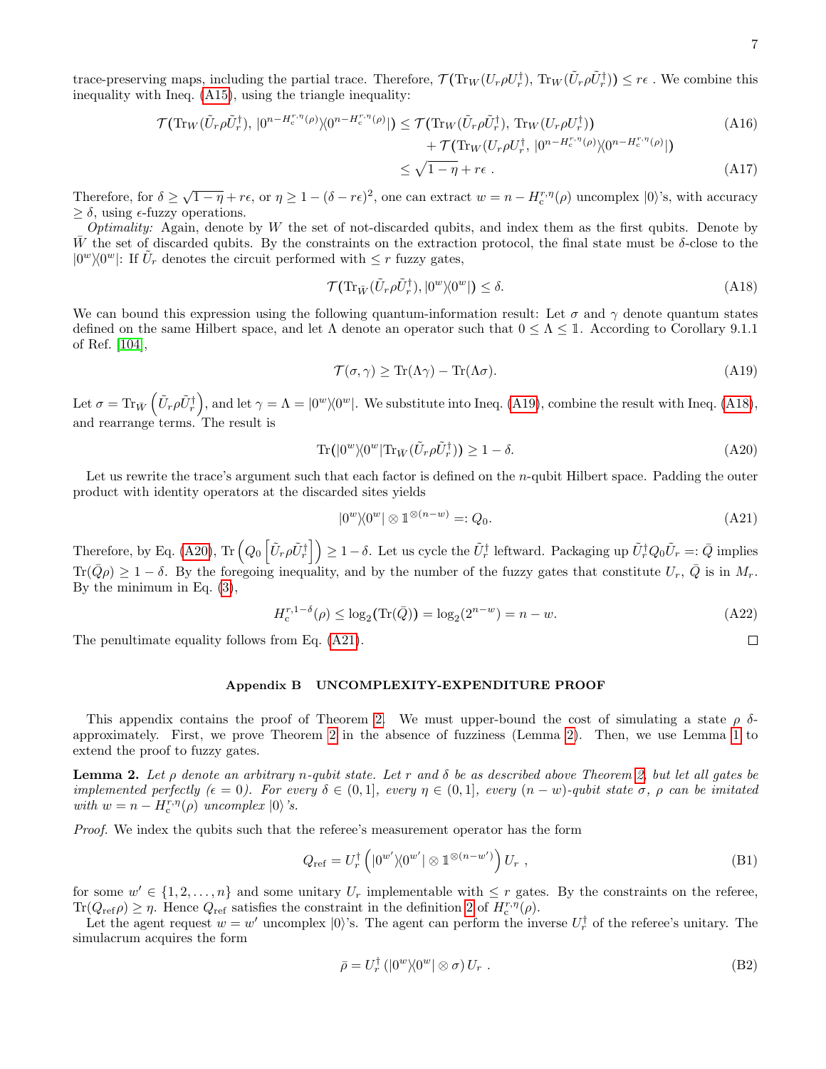trace-preserving maps, including the partial trace. Therefore, $\mathcal{T}(\mathrm{Tr}_W(U_r\rho U_r^\dagger),\, \mathrm{Tr}_W(\tilde{U}_r\rho\tilde{U}_r^\dagger)) \leq r\epsilon$ . We combine this inequality with Ineq. (A15), using the triangle inequality:

$$
\begin{aligned}
\mathcal{T}(\mathrm{Tr}_W(\tilde{U}_r\rho\tilde{U}_r^\dagger),\, |0^{n-H_c^{r,\eta}(\rho)}\rangle\langle 0^{n-H_c^{r,\eta}(\rho)}|) &\leq \mathcal{T}(\mathrm{Tr}_W(\tilde{U}_r\rho\tilde{U}_r^\dagger),\, \mathrm{Tr}_W(U_r\rho U_r^\dagger)) && \text{(A16)}\\
&\quad + \mathcal{T}(\mathrm{Tr}_W(U_r\rho U_r^\dagger,\, |0^{n-H_c^{r,\eta}(\rho)}\rangle\langle 0^{n-H_c^{r,\eta}(\rho)}|) \\
&\leq \sqrt{1-\eta} + r\epsilon\ . && \text{(A17)}
\end{aligned}
$$

Therefore, for $\delta \geq \sqrt{1-\eta} + r\epsilon$, or $\eta \geq 1-(\delta - r\epsilon)^2$, one can extract $w = n - H_c^{r,\eta}(\rho)$ uncomplex $|0\rangle$'s, with accuracy $\geq \delta$, using $\epsilon$-fuzzy operations.

*Optimality:* Again, denote by $W$ the set of not-discarded qubits, and index them as the first qubits. Denote by $\bar{W}$ the set of discarded qubits. By the constraints on the extraction protocol, the final state must be $\delta$-close to the $|0^w\rangle\langle 0^w|$: If $\tilde{U}_r$ denotes the circuit performed with $\leq r$ fuzzy gates,

$$
\mathcal{T}(\mathrm{Tr}_{\bar{W}}(\tilde{U}_r\rho\tilde{U}_r^\dagger), |0^w\rangle\langle 0^w|) \leq \delta. \tag{A18}
$$

We can bound this expression using the following quantum-information result: Let $\sigma$ and $\gamma$ denote quantum states defined on the same Hilbert space, and let $\Lambda$ denote an operator such that $0 \leq \Lambda \leq \mathbb{1}$. According to Corollary 9.1.1 of Ref. [104],

$$
\mathcal{T}(\sigma, \gamma) \geq \mathrm{Tr}(\Lambda\gamma) - \mathrm{Tr}(\Lambda\sigma). \tag{A19}
$$

Let $\sigma = \mathrm{Tr}_{\bar{W}}\left(\tilde{U}_r\rho\tilde{U}_r^\dagger\right)$, and let $\gamma = \Lambda = |0^w\rangle\langle 0^w|$. We substitute into Ineq. (A19), combine the result with Ineq. (A18), and rearrange terms. The result is

$$
\mathrm{Tr}(|0^w\rangle\langle 0^w|\mathrm{Tr}_{\bar{W}}(\tilde{U}_r\rho\tilde{U}_r^\dagger)) \geq 1-\delta. \tag{A20}
$$

Let us rewrite the trace's argument such that each factor is defined on the $n$-qubit Hilbert space. Padding the outer product with identity operators at the discarded sites yields

$$
|0^w\rangle\langle 0^w| \otimes \mathbb{1}^{\otimes(n-w)} =: Q_0. \tag{A21}
$$

Therefore, by Eq. (A20), $\mathrm{Tr}\left(Q_0\left[\tilde{U}_r\rho\tilde{U}_r^\dagger\right]\right) \geq 1-\delta$. Let us cycle the $\tilde{U}_r^\dagger$ leftward. Packaging up $\tilde{U}_r^\dagger Q_0 \tilde{U}_r =: \bar{Q}$ implies $\mathrm{Tr}(\bar{Q}\rho) \geq 1-\delta$. By the foregoing inequality, and by the number of the fuzzy gates that constitute $U_r$, $\bar{Q}$ is in $M_r$. By the minimum in Eq. (3),

$$
H_c^{r,1-\delta}(\rho) \leq \log_2(\mathrm{Tr}(\bar{Q})) = \log_2(2^{n-w}) = n - w. \tag{A22}
$$

The penultimate equality follows from Eq. (A21). $\square$

## Appendix B UNCOMPLEXITY-EXPENDITURE PROOF

This appendix contains the proof of Theorem 2. We must upper-bound the cost of simulating a state $\rho$ $\delta$-approximately. First, we prove Theorem 2 in the absence of fuzziness (Lemma 2). Then, we use Lemma 1 to extend the proof to fuzzy gates.

**Lemma 2.** *Let $\rho$ denote an arbitrary $n$-qubit state. Let $r$ and $\delta$ be as described above Theorem 2, but let all gates be implemented perfectly ($\epsilon = 0$). For every $\delta \in (0, 1]$, every $\eta \in (0, 1]$, every $(n-w)$-qubit state $\sigma$, $\rho$ can be imitated with $w = n - H_c^{r,\eta}(\rho)$ uncomplex $|0\rangle$'s.*

*Proof.* We index the qubits such that the referee's measurement operator has the form

$$
Q_{\mathrm{ref}} = U_r^\dagger\left(|0^{w'}\rangle\langle 0^{w'}| \otimes \mathbb{1}^{\otimes(n-w')}\right)U_r\ , \tag{B1}
$$

for some $w' \in \{1, 2, \ldots, n\}$ and some unitary $U_r$ implementable with $\leq r$ gates. By the constraints on the referee, $\mathrm{Tr}(Q_{\mathrm{ref}}\rho) \geq \eta$. Hence $Q_{\mathrm{ref}}$ satisfies the constraint in the definition 2 of $H_c^{r,\eta}(\rho)$.

Let the agent request $w = w'$ uncomplex $|0\rangle$'s. The agent can perform the inverse $U_r^\dagger$ of the referee's unitary. The simulacrum acquires the form

$$
\bar{\rho} = U_r^\dagger\left(|0^w\rangle\langle 0^w| \otimes \sigma\right)U_r\ . \tag{B2}
$$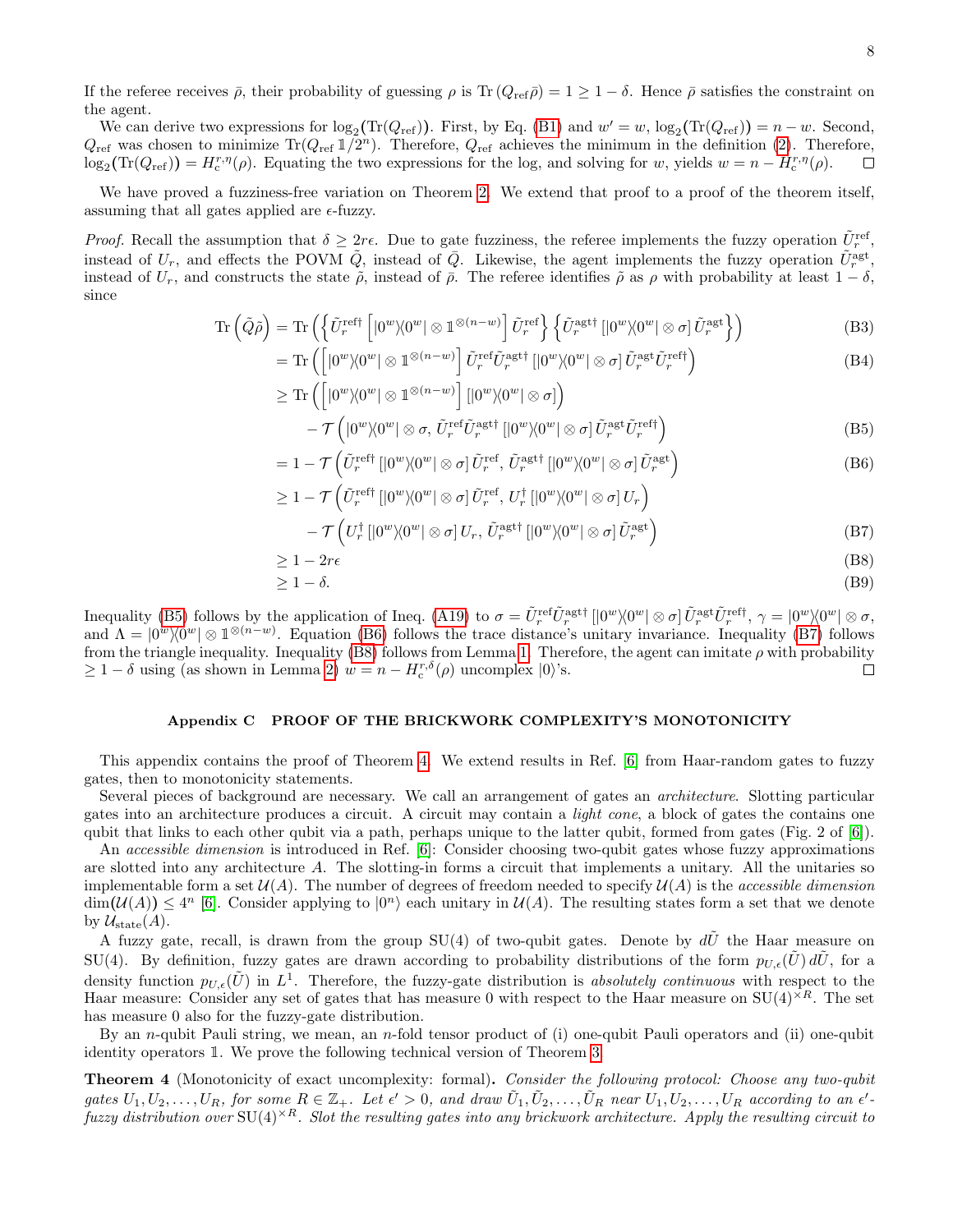If the referee receives $\bar{\rho}$, their probability of guessing $\rho$ is $\mathrm{Tr}\left(Q_{\mathrm{ref}}\bar{\rho}\right) = 1 \geq 1-\delta$. Hence $\bar{\rho}$ satisfies the constraint on the agent.

We can derive two expressions for $\log_2\!\big(\mathrm{Tr}(Q_{\mathrm{ref}})\big)$. First, by Eq. (B1) and $w' = w$, $\log_2\!\big(\mathrm{Tr}(Q_{\mathrm{ref}})\big) = n - w$. Second, $Q_{\mathrm{ref}}$ was chosen to minimize $\mathrm{Tr}(Q_{\mathrm{ref}}\,\mathbb{1}/2^n)$. Therefore, $Q_{\mathrm{ref}}$ achieves the minimum in the definition (2). Therefore, $\log_2\!\big(\mathrm{Tr}(Q_{\mathrm{ref}})\big) = H_{\mathrm{c}}^{r,\eta}(\rho)$. Equating the two expressions for the log, and solving for $w$, yields $w = n - H_{\mathrm{c}}^{r,\eta}(\rho)$. □

We have proved a fuzziness-free variation on Theorem 2. We extend that proof to a proof of the theorem itself, assuming that all gates applied are $\epsilon$-fuzzy.

*Proof.* Recall the assumption that $\delta \geq 2r\epsilon$. Due to gate fuzziness, the referee implements the fuzzy operation $\tilde{U}_r^{\mathrm{ref}}$, instead of $U_r$, and effects the POVM $\tilde{Q}$, instead of $\bar{Q}$. Likewise, the agent implements the fuzzy operation $\tilde{U}_r^{\mathrm{agt}}$, instead of $U_r$, and constructs the state $\tilde{\rho}$, instead of $\bar{\rho}$. The referee identifies $\tilde{\rho}$ as $\rho$ with probability at least $1-\delta$, since

$$
\begin{aligned}
\mathrm{Tr}\left(\tilde{Q}\tilde{\rho}\right) &= \mathrm{Tr}\left(\left\{\tilde{U}_r^{\mathrm{ref}\dagger}\left[|0^w\rangle\langle 0^w| \otimes \mathbb{1}^{\otimes(n-w)}\right]\tilde{U}_r^{\mathrm{ref}}\right\}\left\{\tilde{U}_r^{\mathrm{agt}\dagger}\left[|0^w\rangle\langle 0^w| \otimes \sigma\right]\tilde{U}_r^{\mathrm{agt}}\right\}\right) && \text{(B3)}\\
&= \mathrm{Tr}\left(\left[|0^w\rangle\langle 0^w| \otimes \mathbb{1}^{\otimes(n-w)}\right]\tilde{U}_r^{\mathrm{ref}}\tilde{U}_r^{\mathrm{agt}\dagger}\left[|0^w\rangle\langle 0^w| \otimes \sigma\right]\tilde{U}_r^{\mathrm{agt}}\tilde{U}_r^{\mathrm{ref}\dagger}\right) && \text{(B4)}\\
&\geq \mathrm{Tr}\left(\left[|0^w\rangle\langle 0^w| \otimes \mathbb{1}^{\otimes(n-w)}\right]\left[|0^w\rangle\langle 0^w| \otimes \sigma\right]\right)\\
&\quad - \mathcal{T}\left(|0^w\rangle\langle 0^w| \otimes \sigma,\, \tilde{U}_r^{\mathrm{ref}}\tilde{U}_r^{\mathrm{agt}\dagger}\left[|0^w\rangle\langle 0^w| \otimes \sigma\right]\tilde{U}_r^{\mathrm{agt}}\tilde{U}_r^{\mathrm{ref}\dagger}\right) && \text{(B5)}\\
&= 1 - \mathcal{T}\left(\tilde{U}_r^{\mathrm{ref}\dagger}\left[|0^w\rangle\langle 0^w| \otimes \sigma\right]\tilde{U}_r^{\mathrm{ref}},\, \tilde{U}_r^{\mathrm{agt}\dagger}\left[|0^w\rangle\langle 0^w| \otimes \sigma\right]\tilde{U}_r^{\mathrm{agt}}\right) && \text{(B6)}\\
&\geq 1 - \mathcal{T}\left(\tilde{U}_r^{\mathrm{ref}\dagger}\left[|0^w\rangle\langle 0^w| \otimes \sigma\right]\tilde{U}_r^{\mathrm{ref}},\, U_r^{\dagger}\left[|0^w\rangle\langle 0^w| \otimes \sigma\right]U_r\right)\\
&\quad - \mathcal{T}\left(U_r^{\dagger}\left[|0^w\rangle\langle 0^w| \otimes \sigma\right]U_r,\, \tilde{U}_r^{\mathrm{agt}\dagger}\left[|0^w\rangle\langle 0^w| \otimes \sigma\right]\tilde{U}_r^{\mathrm{agt}}\right) && \text{(B7)}\\
&\geq 1 - 2r\epsilon && \text{(B8)}\\
&\geq 1 - \delta. && \text{(B9)}
\end{aligned}
$$

Inequality (B5) follows by the application of Ineq. (A19) to $\sigma = \tilde{U}_r^{\mathrm{ref}}\tilde{U}_r^{\mathrm{agt}\dagger}\left[|0^w\rangle\langle 0^w| \otimes \sigma\right]\tilde{U}_r^{\mathrm{agt}}\tilde{U}_r^{\mathrm{ref}\dagger}$, $\gamma = |0^w\rangle\langle 0^w| \otimes \sigma$, and $\Lambda = |0^w\rangle\langle 0^w| \otimes \mathbb{1}^{\otimes(n-w)}$. Equation (B6) follows the trace distance's unitary invariance. Inequality (B7) follows from the triangle inequality. Inequality (B8) follows from Lemma 1. Therefore, the agent can imitate $\rho$ with probability $\geq 1-\delta$ using (as shown in Lemma 2) $w = n - H_{\mathrm{c}}^{r,\delta}(\rho)$ uncomplex $|0\rangle$'s. □

## Appendix C PROOF OF THE BRICKWORK COMPLEXITY'S MONOTONICITY

This appendix contains the proof of Theorem 4. We extend results in Ref. [6] from Haar-random gates to fuzzy gates, then to monotonicity statements.

Several pieces of background are necessary. We call an arrangement of gates an *architecture*. Slotting particular gates into an architecture produces a circuit. A circuit may contain a *light cone*, a block of gates the contains one qubit that links to each other qubit via a path, perhaps unique to the latter qubit, formed from gates (Fig. 2 of [6]).

An *accessible dimension* is introduced in Ref. [6]: Consider choosing two-qubit gates whose fuzzy approximations are slotted into any architecture $A$. The slotting-in forms a circuit that implements a unitary. All the unitaries so implementable form a set $\mathcal{U}(A)$. The number of degrees of freedom needed to specify $\mathcal{U}(A)$ is the *accessible dimension* $\dim(\mathcal{U}(A)) \leq 4^n$ [6]. Consider applying to $|0^n\rangle$ each unitary in $\mathcal{U}(A)$. The resulting states form a set that we denote by $\mathcal{U}_{\mathrm{state}}(A)$.

A fuzzy gate, recall, is drawn from the group $\mathrm{SU}(4)$ of two-qubit gates. Denote by $d\tilde{U}$ the Haar measure on $\mathrm{SU}(4)$. By definition, fuzzy gates are drawn according to probability distributions of the form $p_{U,\epsilon}(\tilde{U})\,d\tilde{U}$, for a density function $p_{U,\epsilon}(\tilde{U})$ in $L^1$. Therefore, the fuzzy-gate distribution is *absolutely continuous* with respect to the Haar measure: Consider any set of gates that has measure 0 with respect to the Haar measure on $\mathrm{SU}(4)^{\times R}$. The set has measure 0 also for the fuzzy-gate distribution.

By an $n$-qubit Pauli string, we mean, an $n$-fold tensor product of (i) one-qubit Pauli operators and (ii) one-qubit identity operators $\mathbb{1}$. We prove the following technical version of Theorem 3.

**Theorem 4** (Monotonicity of exact uncomplexity: formal)**.** *Consider the following protocol: Choose any two-qubit gates $U_1, U_2, \ldots, U_R$, for some $R \in \mathbb{Z}_+$. Let $\epsilon' > 0$, and draw $\tilde{U}_1, \tilde{U}_2, \ldots, \tilde{U}_R$ near $U_1, U_2, \ldots, U_R$ according to an $\epsilon'$-fuzzy distribution over $\mathrm{SU}(4)^{\times R}$. Slot the resulting gates into any brickwork architecture. Apply the resulting circuit to*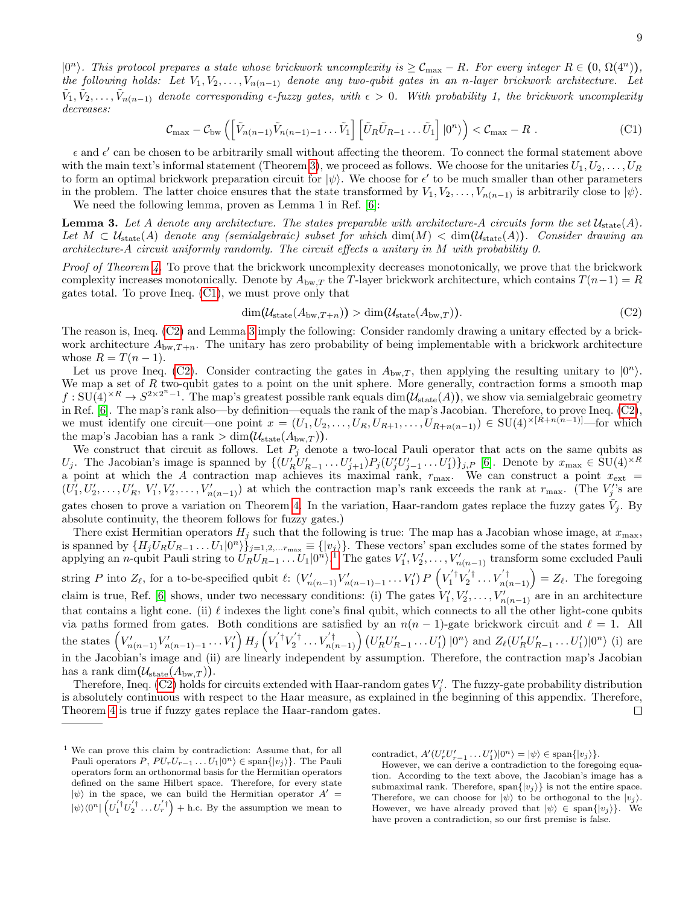$|0^n\rangle$. *This protocol prepares a state whose brickwork uncomplexity is $\geq \mathcal{C}_{\max} - R$. For every integer $R \in (0, \Omega(4^n))$, the following holds: Let $V_1, V_2, \ldots, V_{n(n-1)}$ denote any two-qubit gates in an $n$-layer brickwork architecture. Let $\tilde{V}_1, \tilde{V}_2, \ldots, \tilde{V}_{n(n-1)}$ denote corresponding $\epsilon$-fuzzy gates, with $\epsilon > 0$. With probability 1, the brickwork uncomplexity decreases:*

$$\mathcal{C}_{\max} - \mathcal{C}_{\text{bw}}\left(\left[\tilde{V}_{n(n-1)}\tilde{V}_{n(n-1)-1}\ldots\tilde{V}_1\right]\left[\tilde{U}_R\tilde{U}_{R-1}\ldots\tilde{U}_1\right]|0^n\rangle\right) < \mathcal{C}_{\max} - R\ . \tag{C1}$$

$\epsilon$ and $\epsilon'$ can be chosen to be arbitrarily small without affecting the theorem. To connect the formal statement above with the main text's informal statement (Theorem 3), we proceed as follows. We choose for the unitaries $U_1, U_2, \ldots, U_R$ to form an optimal brickwork preparation circuit for $|\psi\rangle$. We choose for $\epsilon'$ to be much smaller than other parameters in the problem. The latter choice ensures that the state transformed by $V_1, V_2, \ldots, V_{n(n-1)}$ is arbitrarily close to $|\psi\rangle$.

We need the following lemma, proven as Lemma 1 in Ref. [6]:

**Lemma 3.** *Let $A$ denote any architecture. The states preparable with architecture-$A$ circuits form the set $\mathcal{U}_{\text{state}}(A)$. Let $M \subset \mathcal{U}_{\text{state}}(A)$ denote any (semialgebraic) subset for which $\dim(M) < \dim(\mathcal{U}_{\text{state}}(A))$. Consider drawing an architecture-$A$ circuit uniformly randomly. The circuit effects a unitary in $M$ with probability 0.*

*Proof of Theorem 4.* To prove that the brickwork uncomplexity decreases monotonically, we prove that the brickwork complexity increases monotonically. Denote by $A_{\text{bw},T}$ the $T$-layer brickwork architecture, which contains $T(n-1) = R$ gates total. To prove Ineq. (C1), we must prove only that

$$\dim(\mathcal{U}_{\text{state}}(A_{\text{bw},T+n})) > \dim(\mathcal{U}_{\text{state}}(A_{\text{bw},T})). \tag{C2}$$

The reason is, Ineq. (C2) and Lemma 3 imply the following: Consider randomly drawing a unitary effected by a brickwork architecture $A_{\text{bw},T+n}$. The unitary has zero probability of being implementable with a brickwork architecture whose $R = T(n-1)$.

Let us prove Ineq. (C2). Consider contracting the gates in $A_{\text{bw},T}$, then applying the resulting unitary to $|0^n\rangle$. We map a set of $R$ two-qubit gates to a point on the unit sphere. More generally, contraction forms a smooth map $f : \text{SU}(4)^{\times R} \to S^{2\times 2^n - 1}$. The map's greatest possible rank equals $\dim(\mathcal{U}_{\text{state}}(A))$, we show via semialgebraic geometry in Ref. [6]. The map's rank also—by definition—equals the rank of the map's Jacobian. Therefore, to prove Ineq. (C2), we must identify one circuit—one point $x = (U_1, U_2, \ldots, U_R, U_{R+1}, \ldots, U_{R+n(n-1)}) \in \text{SU}(4)^{\times[R+n(n-1)]}$—for which the map's Jacobian has a rank $> \dim(\mathcal{U}_{\text{state}}(A_{\text{bw},T}))$.

We construct that circuit as follows. Let $P_j$ denote a two-local Pauli operator that acts on the same qubits as $U_j$. The Jacobian's image is spanned by $\{(U'_R U'_{R-1}\ldots U'_{j+1})P_j(U'_j U'_{j-1}\ldots U'_1)\}_{j,P}$ [6]. Denote by $x_{\max} \in \text{SU}(4)^{\times R}$ a point at which the $A$ contraction map achieves its maximal rank, $r_{\max}$. We can construct a point $x_{\text{ext}} = (U'_1, U'_2, \ldots, U'_R, V'_1, V'_2, \ldots, V'_{n(n-1)})$ at which the contraction map's rank exceeds the rank at $r_{\max}$. (The $V'_j$'s are gates chosen to prove a variation on Theorem 4. In the variation, Haar-random gates replace the fuzzy gates $\tilde{V}_j$. By absolute continuity, the theorem follows for fuzzy gates.)

There exist Hermitian operators $H_j$ such that the following is true: The map has a Jacobian whose image, at $x_{\max}$, is spanned by $\{H_j U_R U_{R-1}\ldots U_1|0^n\rangle\}_{j=1,2,\ldots r_{\max}} \equiv \{|v_j\rangle\}$. These vectors' span excludes some of the states formed by applying an $n$-qubit Pauli string to $U_R U_{R-1}\ldots U_1|0^n\rangle$.[1] The gates $V'_1, V'_2, \ldots, V'_{n(n-1)}$ transform some excluded Pauli string $P$ into $Z_\ell$, for a to-be-specified qubit $\ell$: $(V'_{n(n-1)}V'_{n(n-1)-1}\ldots V'_1)\,P\left(V_1'^{\dagger}V_2'^{\dagger}\ldots V_{n(n-1)}'^{\dagger}\right) = Z_\ell$. The foregoing claim is true, Ref. [6] shows, under two necessary conditions: (i) The gates $V'_1, V'_2, \ldots, V'_{n(n-1)}$ are in an architecture that contains a light cone. (ii) $\ell$ indexes the light cone's final qubit, which connects to all the other light-cone qubits via paths formed from gates. Both conditions are satisfied by an $n(n-1)$-gate brickwork circuit and $\ell = 1$. All the states $\left(V'_{n(n-1)}V'_{n(n-1)-1}\ldots V'_1\right)H_j\left(V_1'^{\dagger}V_2'^{\dagger}\ldots V_{n(n-1)}'^{\dagger}\right)\left(U'_R U'_{R-1}\ldots U'_1\right)|0^n\rangle$ and $Z_\ell(U'_R U'_{R-1}\ldots U'_1)|0^n\rangle$ (i) are in the Jacobian's image and (ii) are linearly independent by assumption. Therefore, the contraction map's Jacobian has a rank $\dim(\mathcal{U}_{\text{state}}(A_{\text{bw},T}))$.

Therefore, Ineq. (C2) holds for circuits extended with Haar-random gates $V'_j$. The fuzzy-gate probability distribution is absolutely continuous with respect to the Haar measure, as explained in the beginning of this appendix. Therefore, Theorem 4 is true if fuzzy gates replace the Haar-random gates. $\square$

---

[1] We can prove this claim by contradiction: Assume that, for all Pauli operators $P$, $PU_r U_{r-1}\ldots U_1|0^n\rangle \in \text{span}\{|v_j\rangle\}$. The Pauli operators form an orthonormal basis for the Hermitian operators defined on the same Hilbert space. Therefore, for every state $|\psi\rangle$ in the space, we can build the Hermitian operator $A' = |\psi\rangle\langle 0^n|\left(U_1'^{\dagger}U_2'^{\dagger}\ldots U_r'^{\dagger}\right) + \text{h.c.}$ By the assumption we mean to contradict, $A'(U'_r U'_{r-1}\ldots U'_1)|0^n\rangle = |\psi\rangle \in \text{span}\{|v_j\rangle\}$.

However, we can derive a contradiction to the foregoing equation. According to the text above, the Jacobian's image has a submaximal rank. Therefore, $\text{span}\{|v_j\rangle\}$ is not the entire space. Therefore, we can choose for $|\psi\rangle$ to be orthogonal to the $|v_j\rangle$. However, we have already proved that $|\psi\rangle \in \text{span}\{|v_j\rangle\}$. We have proven a contradiction, so our first premise is false.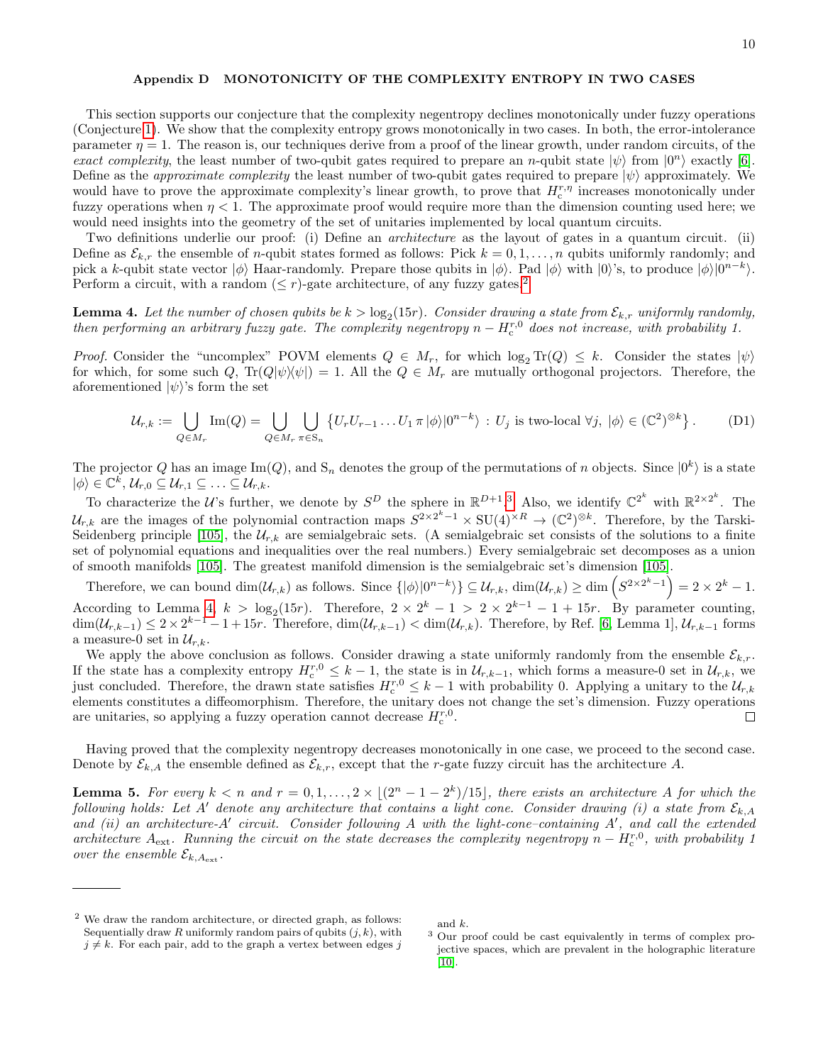## Appendix D MONOTONICITY OF THE COMPLEXITY ENTROPY IN TWO CASES

This section supports our conjecture that the complexity negentropy declines monotonically under fuzzy operations (Conjecture 1). We show that the complexity entropy grows monotonically in two cases. In both, the error-intolerance parameter $\eta = 1$. The reason is, our techniques derive from a proof of the linear growth, under random circuits, of the *exact complexity*, the least number of two-qubit gates required to prepare an $n$-qubit state $|\psi\rangle$ from $|0^n\rangle$ exactly [6]. Define as the *approximate complexity* the least number of two-qubit gates required to prepare $|\psi\rangle$ approximately. We would have to prove the approximate complexity's linear growth, to prove that $H_c^{r,\eta}$ increases monotonically under fuzzy operations when $\eta < 1$. The approximate proof would require more than the dimension counting used here; we would need insights into the geometry of the set of unitaries implemented by local quantum circuits.

Two definitions underlie our proof: (i) Define an *architecture* as the layout of gates in a quantum circuit. (ii) Define as $\mathcal{E}_{k,r}$ the ensemble of $n$-qubit states formed as follows: Pick $k = 0, 1, \ldots, n$ qubits uniformly randomly; and pick a $k$-qubit state vector $|\phi\rangle$ Haar-randomly. Prepare those qubits in $|\phi\rangle$. Pad $|\phi\rangle$ with $|0\rangle$'s, to produce $|\phi\rangle|0^{n-k}\rangle$. Perform a circuit, with a random ($\leq r$)-gate architecture, of any fuzzy gates.[2]

**Lemma 4.** *Let the number of chosen qubits be $k > \log_2(15r)$. Consider drawing a state from $\mathcal{E}_{k,r}$ uniformly randomly, then performing an arbitrary fuzzy gate. The complexity negentropy $n - H_c^{r,0}$ does not increase, with probability 1.*

*Proof.* Consider the "uncomplex" POVM elements $Q \in M_r$, for which $\log_2 \text{Tr}(Q) \leq k$. Consider the states $|\psi\rangle$ for which, for some such $Q$, $\text{Tr}(Q|\psi\rangle\langle\psi|) = 1$. All the $Q \in M_r$ are mutually orthogonal projectors. Therefore, the aforementioned $|\psi\rangle$'s form the set

$$\mathcal{U}_{r,k} := \bigcup_{Q \in M_r} \text{Im}(Q) = \bigcup_{Q \in M_r} \bigcup_{\pi \in \text{S}_n} \left\{ U_r U_{r-1} \ldots U_1 \, \pi \, |\phi\rangle|0^{n-k}\rangle \; : \; U_j \text{ is two-local } \forall j, \; |\phi\rangle \in (\mathbb{C}^2)^{\otimes k} \right\}. \tag{D1}$$

The projector $Q$ has an image $\text{Im}(Q)$, and $\text{S}_n$ denotes the group of the permutations of $n$ objects. Since $|0^k\rangle$ is a state $|\phi\rangle \in \mathbb{C}^k$, $\mathcal{U}_{r,0} \subseteq \mathcal{U}_{r,1} \subseteq \ldots \subseteq \mathcal{U}_{r,k}$.

To characterize the $\mathcal{U}$'s further, we denote by $S^D$ the sphere in $\mathbb{R}^{D+1}$.[3] Also, we identify $\mathbb{C}^{2^k}$ with $\mathbb{R}^{2 \times 2^k}$. The $\mathcal{U}_{r,k}$ are the images of the polynomial contraction maps $S^{2 \times 2^k - 1} \times \text{SU}(4)^{\times R} \to (\mathbb{C}^2)^{\otimes k}$. Therefore, by the Tarski-Seidenberg principle [105], the $\mathcal{U}_{r,k}$ are semialgebraic sets. (A semialgebraic set consists of the solutions to a finite set of polynomial equations and inequalities over the real numbers.) Every semialgebraic set decomposes as a union of smooth manifolds [105]. The greatest manifold dimension is the semialgebraic set's dimension [105].

Therefore, we can bound $\dim(\mathcal{U}_{r,k})$ as follows. Since $\{|\phi\rangle|0^{n-k}\rangle\} \subseteq \mathcal{U}_{r,k}$, $\dim(\mathcal{U}_{r,k}) \geq \dim\left(S^{2 \times 2^k - 1}\right) = 2 \times 2^k - 1$. According to Lemma 4, $k > \log_2(15r)$. Therefore, $2 \times 2^k - 1 > 2 \times 2^{k-1} - 1 + 15r$. By parameter counting, $\dim(\mathcal{U}_{r,k-1}) \leq 2 \times 2^{k-1} - 1 + 15r$. Therefore, $\dim(\mathcal{U}_{r,k-1}) < \dim(\mathcal{U}_{r,k})$. Therefore, by Ref. [6, Lemma 1], $\mathcal{U}_{r,k-1}$ forms a measure-0 set in $\mathcal{U}_{r,k}$.

We apply the above conclusion as follows. Consider drawing a state uniformly randomly from the ensemble $\mathcal{E}_{k,r}$. If the state has a complexity entropy $H_c^{r,0} \leq k - 1$, the state is in $\mathcal{U}_{r,k-1}$, which forms a measure-0 set in $\mathcal{U}_{r,k}$, we just concluded. Therefore, the drawn state satisfies $H_c^{r,0} \leq k - 1$ with probability 0. Applying a unitary to the $\mathcal{U}_{r,k}$ elements constitutes a diffeomorphism. Therefore, the unitary does not change the set's dimension. Fuzzy operations are unitaries, so applying a fuzzy operation cannot decrease $H_c^{r,0}$. $\square$

Having proved that the complexity negentropy decreases monotonically in one case, we proceed to the second case. Denote by $\mathcal{E}_{k,A}$ the ensemble defined as $\mathcal{E}_{k,r}$, except that the $r$-gate fuzzy circuit has the architecture $A$.

**Lemma 5.** *For every $k < n$ and $r = 0, 1, \ldots, 2 \times \lfloor (2^n - 1 - 2^k)/15 \rfloor$, there exists an architecture $A$ for which the following holds: Let $A'$ denote any architecture that contains a light cone. Consider drawing (i) a state from $\mathcal{E}_{k,A}$ and (ii) an architecture-$A'$ circuit. Consider following $A$ with the light-cone–containing $A'$, and call the extended architecture $A_{\text{ext}}$. Running the circuit on the state decreases the complexity negentropy $n - H_c^{r,0}$, with probability 1 over the ensemble $\mathcal{E}_{k,A_{\text{ext}}}$.*

---

[2] We draw the random architecture, or directed graph, as follows: Sequentially draw $R$ uniformly random pairs of qubits $(j, k)$, with $j \neq k$. For each pair, add to the graph a vertex between edges $j$ and $k$.

[3] Our proof could be cast equivalently in terms of complex projective spaces, which are prevalent in the holographic literature [10].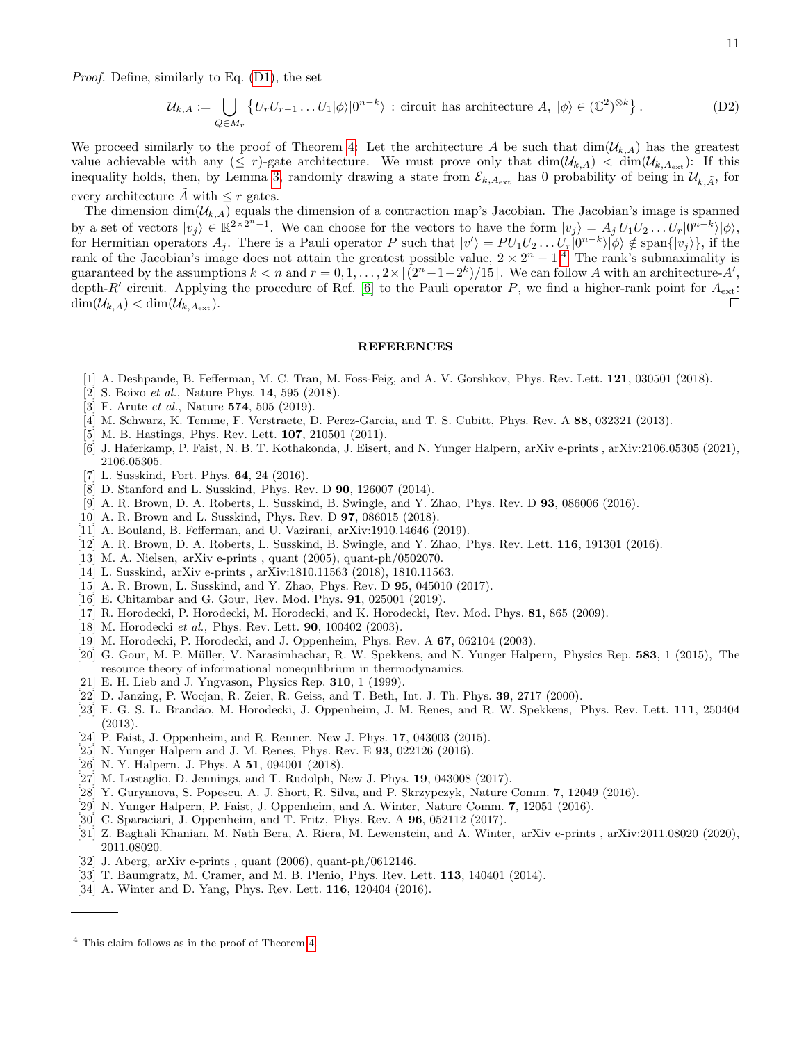*Proof.* Define, similarly to Eq. (D1), the set

$$\mathcal{U}_{k,A} := \bigcup_{Q \in M_r} \left\{ U_r U_{r-1} \ldots U_1 |\phi\rangle |0^{n-k}\rangle \,:\, \text{circuit has architecture } A,\ |\phi\rangle \in (\mathbb{C}^2)^{\otimes k} \right\}. \tag{D2}$$

We proceed similarly to the proof of Theorem 4. Let the architecture $A$ be such that $\dim(\mathcal{U}_{k,A})$ has the greatest value achievable with any ($\leq r$)-gate architecture. We must prove only that $\dim(\mathcal{U}_{k,A}) < \dim(\mathcal{U}_{k,A_{\text{ext}}})$: If this inequality holds, then, by Lemma 3, randomly drawing a state from $\mathcal{E}_{k,A_{\text{ext}}}$ has 0 probability of being in $\mathcal{U}_{k,\tilde{A}}$, for every architecture $\tilde{A}$ with $\leq r$ gates.

The dimension $\dim(\mathcal{U}_{k,A})$ equals the dimension of a contraction map's Jacobian. The Jacobian's image is spanned by a set of vectors $|v_j\rangle \in \mathbb{R}^{2\times 2^n - 1}$. We can choose for the vectors to have the form $|v_j\rangle = A_j\, U_1 U_2 \ldots U_r |0^{n-k}\rangle|\phi\rangle$, for Hermitian operators $A_j$. There is a Pauli operator $P$ such that $|v'\rangle = P U_1 U_2 \ldots U_r |0^{n-k}\rangle|\phi\rangle \notin \text{span}\{|v_j\rangle\}$, if the rank of the Jacobian's image does not attain the greatest possible value, $2 \times 2^n - 1$.[4] The rank's submaximality is guaranteed by the assumptions $k < n$ and $r = 0, 1, \ldots, 2 \times \lfloor (2^n - 1 - 2^k)/15 \rfloor$. We can follow $A$ with an architecture-$A'$, depth-$R'$ circuit. Applying the procedure of Ref. [6] to the Pauli operator $P$, we find a higher-rank point for $A_{\text{ext}}$: $\dim(\mathcal{U}_{k,A}) < \dim(\mathcal{U}_{k,A_{\text{ext}}})$. □

## REFERENCES

[1] A. Deshpande, B. Fefferman, M. C. Tran, M. Foss-Feig, and A. V. Gorshkov, Phys. Rev. Lett. **121**, 030501 (2018).
[2] S. Boixo *et al.*, Nature Phys. **14**, 595 (2018).
[3] F. Arute *et al.*, Nature **574**, 505 (2019).
[4] M. Schwarz, K. Temme, F. Verstraete, D. Perez-Garcia, and T. S. Cubitt, Phys. Rev. A **88**, 032321 (2013).
[5] M. B. Hastings, Phys. Rev. Lett. **107**, 210501 (2011).
[6] J. Haferkamp, P. Faist, N. B. T. Kothakonda, J. Eisert, and N. Yunger Halpern, arXiv e-prints , arXiv:2106.05305 (2021), 2106.05305.
[7] L. Susskind, Fort. Phys. **64**, 24 (2016).
[8] D. Stanford and L. Susskind, Phys. Rev. D **90**, 126007 (2014).
[9] A. R. Brown, D. A. Roberts, L. Susskind, B. Swingle, and Y. Zhao, Phys. Rev. D **93**, 086006 (2016).
[10] A. R. Brown and L. Susskind, Phys. Rev. D **97**, 086015 (2018).
[11] A. Bouland, B. Fefferman, and U. Vazirani, arXiv:1910.14646 (2019).
[12] A. R. Brown, D. A. Roberts, L. Susskind, B. Swingle, and Y. Zhao, Phys. Rev. Lett. **116**, 191301 (2016).
[13] M. A. Nielsen, arXiv e-prints , quant (2005), quant-ph/0502070.
[14] L. Susskind, arXiv e-prints , arXiv:1810.11563 (2018), 1810.11563.
[15] A. R. Brown, L. Susskind, and Y. Zhao, Phys. Rev. D **95**, 045010 (2017).
[16] E. Chitambar and G. Gour, Rev. Mod. Phys. **91**, 025001 (2019).
[17] R. Horodecki, P. Horodecki, M. Horodecki, and K. Horodecki, Rev. Mod. Phys. **81**, 865 (2009).
[18] M. Horodecki *et al.*, Phys. Rev. Lett. **90**, 100402 (2003).
[19] M. Horodecki, P. Horodecki, and J. Oppenheim, Phys. Rev. A **67**, 062104 (2003).
[20] G. Gour, M. P. Müller, V. Narasimhachar, R. W. Spekkens, and N. Yunger Halpern, Physics Rep. **583**, 1 (2015), The resource theory of informational nonequilibrium in thermodynamics.
[21] E. H. Lieb and J. Yngvason, Physics Rep. **310**, 1 (1999).
[22] D. Janzing, P. Wocjan, R. Zeier, R. Geiss, and T. Beth, Int. J. Th. Phys. **39**, 2717 (2000).
[23] F. G. S. L. Brandão, M. Horodecki, J. Oppenheim, J. M. Renes, and R. W. Spekkens, Phys. Rev. Lett. **111**, 250404 (2013).
[24] P. Faist, J. Oppenheim, and R. Renner, New J. Phys. **17**, 043003 (2015).
[25] N. Yunger Halpern and J. M. Renes, Phys. Rev. E **93**, 022126 (2016).
[26] N. Y. Halpern, J. Phys. A **51**, 094001 (2018).
[27] M. Lostaglio, D. Jennings, and T. Rudolph, New J. Phys. **19**, 043008 (2017).
[28] Y. Guryanova, S. Popescu, A. J. Short, R. Silva, and P. Skrzypczyk, Nature Comm. **7**, 12049 (2016).
[29] N. Yunger Halpern, P. Faist, J. Oppenheim, and A. Winter, Nature Comm. **7**, 12051 (2016).
[30] C. Sparaciari, J. Oppenheim, and T. Fritz, Phys. Rev. A **96**, 052112 (2017).
[31] Z. Baghali Khanian, M. Nath Bera, A. Riera, M. Lewenstein, and A. Winter, arXiv e-prints , arXiv:2011.08020 (2020), 2011.08020.
[32] J. Aberg, arXiv e-prints , quant (2006), quant-ph/0612146.
[33] T. Baumgratz, M. Cramer, and M. B. Plenio, Phys. Rev. Lett. **113**, 140401 (2014).
[34] A. Winter and D. Yang, Phys. Rev. Lett. **116**, 120404 (2016).

---

[4] This claim follows as in the proof of Theorem 4.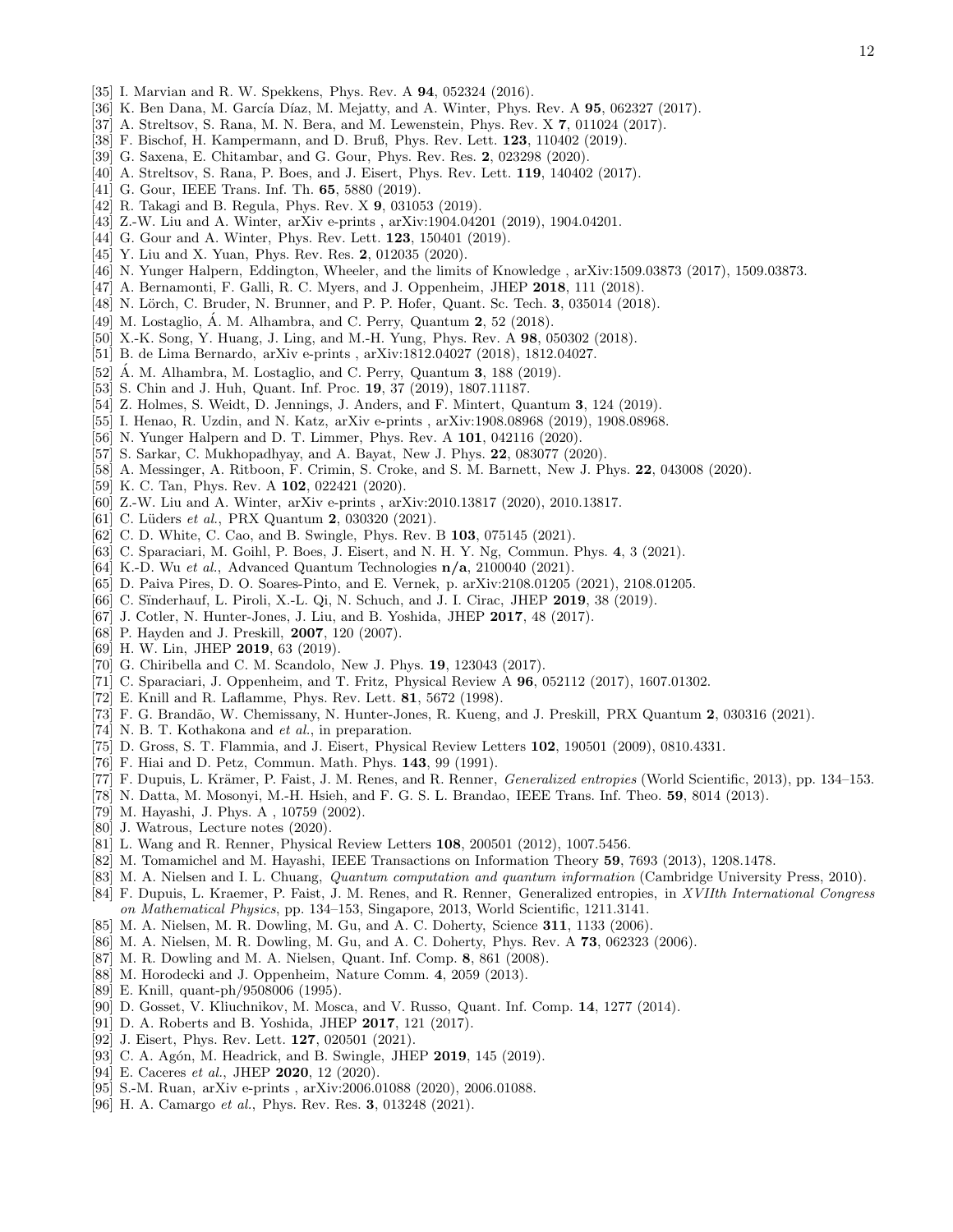[35] I. Marvian and R. W. Spekkens, Phys. Rev. A **94**, 052324 (2016).
[36] K. Ben Dana, M. García Díaz, M. Mejatty, and A. Winter, Phys. Rev. A **95**, 062327 (2017).
[37] A. Streltsov, S. Rana, M. N. Bera, and M. Lewenstein, Phys. Rev. X **7**, 011024 (2017).
[38] F. Bischof, H. Kampermann, and D. Bruß, Phys. Rev. Lett. **123**, 110402 (2019).
[39] G. Saxena, E. Chitambar, and G. Gour, Phys. Rev. Res. **2**, 023298 (2020).
[40] A. Streltsov, S. Rana, P. Boes, and J. Eisert, Phys. Rev. Lett. **119**, 140402 (2017).
[41] G. Gour, IEEE Trans. Inf. Th. **65**, 5880 (2019).
[42] R. Takagi and B. Regula, Phys. Rev. X **9**, 031053 (2019).
[43] Z.-W. Liu and A. Winter, arXiv e-prints , arXiv:1904.04201 (2019), 1904.04201.
[44] G. Gour and A. Winter, Phys. Rev. Lett. **123**, 150401 (2019).
[45] Y. Liu and X. Yuan, Phys. Rev. Res. **2**, 012035 (2020).
[46] N. Yunger Halpern, Eddington, Wheeler, and the limits of Knowledge , arXiv:1509.03873 (2017), 1509.03873.
[47] A. Bernamonti, F. Galli, R. C. Myers, and J. Oppenheim, JHEP **2018**, 111 (2018).
[48] N. Lörch, C. Bruder, N. Brunner, and P. P. Hofer, Quant. Sc. Tech. **3**, 035014 (2018).
[49] M. Lostaglio, Á. M. Alhambra, and C. Perry, Quantum **2**, 52 (2018).
[50] X.-K. Song, Y. Huang, J. Ling, and M.-H. Yung, Phys. Rev. A **98**, 050302 (2018).
[51] B. de Lima Bernardo, arXiv e-prints , arXiv:1812.04027 (2018), 1812.04027.
[52] Á. M. Alhambra, M. Lostaglio, and C. Perry, Quantum **3**, 188 (2019).
[53] S. Chin and J. Huh, Quant. Inf. Proc. **19**, 37 (2019), 1807.11187.
[54] Z. Holmes, S. Weidt, D. Jennings, J. Anders, and F. Mintert, Quantum **3**, 124 (2019).
[55] I. Henao, R. Uzdin, and N. Katz, arXiv e-prints , arXiv:1908.08968 (2019), 1908.08968.
[56] N. Yunger Halpern and D. T. Limmer, Phys. Rev. A **101**, 042116 (2020).
[57] S. Sarkar, C. Mukhopadhyay, and A. Bayat, New J. Phys. **22**, 083077 (2020).
[58] A. Messinger, A. Ritboon, F. Crimin, S. Croke, and S. M. Barnett, New J. Phys. **22**, 043008 (2020).
[59] K. C. Tan, Phys. Rev. A **102**, 022421 (2020).
[60] Z.-W. Liu and A. Winter, arXiv e-prints , arXiv:2010.13817 (2020), 2010.13817.
[61] C. Lüders *et al.*, PRX Quantum **2**, 030320 (2021).
[62] C. D. White, C. Cao, and B. Swingle, Phys. Rev. B **103**, 075145 (2021).
[63] C. Sparaciari, M. Goihl, P. Boes, J. Eisert, and N. H. Y. Ng, Commun. Phys. **4**, 3 (2021).
[64] K.-D. Wu *et al.*, Advanced Quantum Technologies **n/a**, 2100040 (2021).
[65] D. Paiva Pires, D. O. Soares-Pinto, and E. Vernek, p. arXiv:2108.01205 (2021), 2108.01205.
[66] C. Sïnderhauf, L. Piroli, X.-L. Qi, N. Schuch, and J. I. Cirac, JHEP **2019**, 38 (2019).
[67] J. Cotler, N. Hunter-Jones, J. Liu, and B. Yoshida, JHEP **2017**, 48 (2017).
[68] P. Hayden and J. Preskill, **2007**, 120 (2007).
[69] H. W. Lin, JHEP **2019**, 63 (2019).
[70] G. Chiribella and C. M. Scandolo, New J. Phys. **19**, 123043 (2017).
[71] C. Sparaciari, J. Oppenheim, and T. Fritz, Physical Review A **96**, 052112 (2017), 1607.01302.
[72] E. Knill and R. Laflamme, Phys. Rev. Lett. **81**, 5672 (1998).
[73] F. G. Brandão, W. Chemissany, N. Hunter-Jones, R. Kueng, and J. Preskill, PRX Quantum **2**, 030316 (2021).
[74] N. B. T. Kothakona and *et al.*, in preparation.
[75] D. Gross, S. T. Flammia, and J. Eisert, Physical Review Letters **102**, 190501 (2009), 0810.4331.
[76] F. Hiai and D. Petz, Commun. Math. Phys. **143**, 99 (1991).
[77] F. Dupuis, L. Krämer, P. Faist, J. M. Renes, and R. Renner, *Generalized entropies* (World Scientific, 2013), pp. 134–153.
[78] N. Datta, M. Mosonyi, M.-H. Hsieh, and F. G. S. L. Brandao, IEEE Trans. Inf. Theo. **59**, 8014 (2013).
[79] M. Hayashi, J. Phys. A , 10759 (2002).
[80] J. Watrous, Lecture notes (2020).
[81] L. Wang and R. Renner, Physical Review Letters **108**, 200501 (2012), 1007.5456.
[82] M. Tomamichel and M. Hayashi, IEEE Transactions on Information Theory **59**, 7693 (2013), 1208.1478.
[83] M. A. Nielsen and I. L. Chuang, *Quantum computation and quantum information* (Cambridge University Press, 2010).
[84] F. Dupuis, L. Kraemer, P. Faist, J. M. Renes, and R. Renner, Generalized entropies, in *XVIIth International Congress on Mathematical Physics*, pp. 134–153, Singapore, 2013, World Scientific, 1211.3141.
[85] M. A. Nielsen, M. R. Dowling, M. Gu, and A. C. Doherty, Science **311**, 1133 (2006).
[86] M. A. Nielsen, M. R. Dowling, M. Gu, and A. C. Doherty, Phys. Rev. A **73**, 062323 (2006).
[87] M. R. Dowling and M. A. Nielsen, Quant. Inf. Comp. **8**, 861 (2008).
[88] M. Horodecki and J. Oppenheim, Nature Comm. **4**, 2059 (2013).
[89] E. Knill, quant-ph/9508006 (1995).
[90] D. Gosset, V. Kliuchnikov, M. Mosca, and V. Russo, Quant. Inf. Comp. **14**, 1277 (2014).
[91] D. A. Roberts and B. Yoshida, JHEP **2017**, 121 (2017).
[92] J. Eisert, Phys. Rev. Lett. **127**, 020501 (2021).
[93] C. A. Agón, M. Headrick, and B. Swingle, JHEP **2019**, 145 (2019).
[94] E. Caceres *et al.*, JHEP **2020**, 12 (2020).
[95] S.-M. Ruan, arXiv e-prints , arXiv:2006.01088 (2020), 2006.01088.
[96] H. A. Camargo *et al.*, Phys. Rev. Res. **3**, 013248 (2021).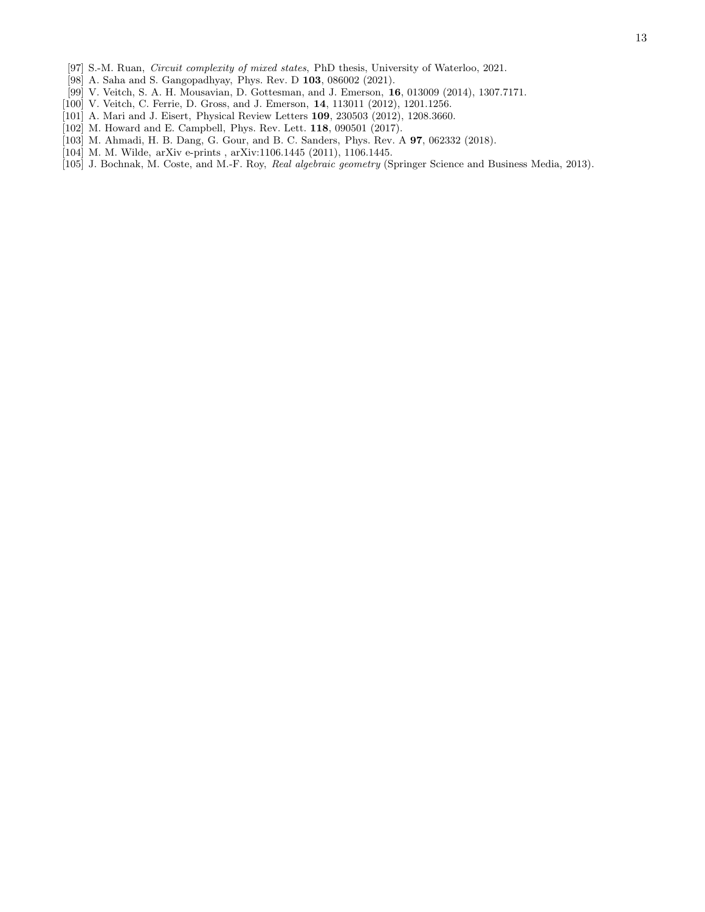[97] S.-M. Ruan, *Circuit complexity of mixed states*, PhD thesis, University of Waterloo, 2021.
[98] A. Saha and S. Gangopadhyay, Phys. Rev. D **103**, 086002 (2021).
[99] V. Veitch, S. A. H. Mousavian, D. Gottesman, and J. Emerson, **16**, 013009 (2014), 1307.7171.
[100] V. Veitch, C. Ferrie, D. Gross, and J. Emerson, **14**, 113011 (2012), 1201.1256.
[101] A. Mari and J. Eisert, Physical Review Letters **109**, 230503 (2012), 1208.3660.
[102] M. Howard and E. Campbell, Phys. Rev. Lett. **118**, 090501 (2017).
[103] M. Ahmadi, H. B. Dang, G. Gour, and B. C. Sanders, Phys. Rev. A **97**, 062332 (2018).
[104] M. M. Wilde, arXiv e-prints , arXiv:1106.1445 (2011), 1106.1445.
[105] J. Bochnak, M. Coste, and M.-F. Roy, *Real algebraic geometry* (Springer Science and Business Media, 2013).